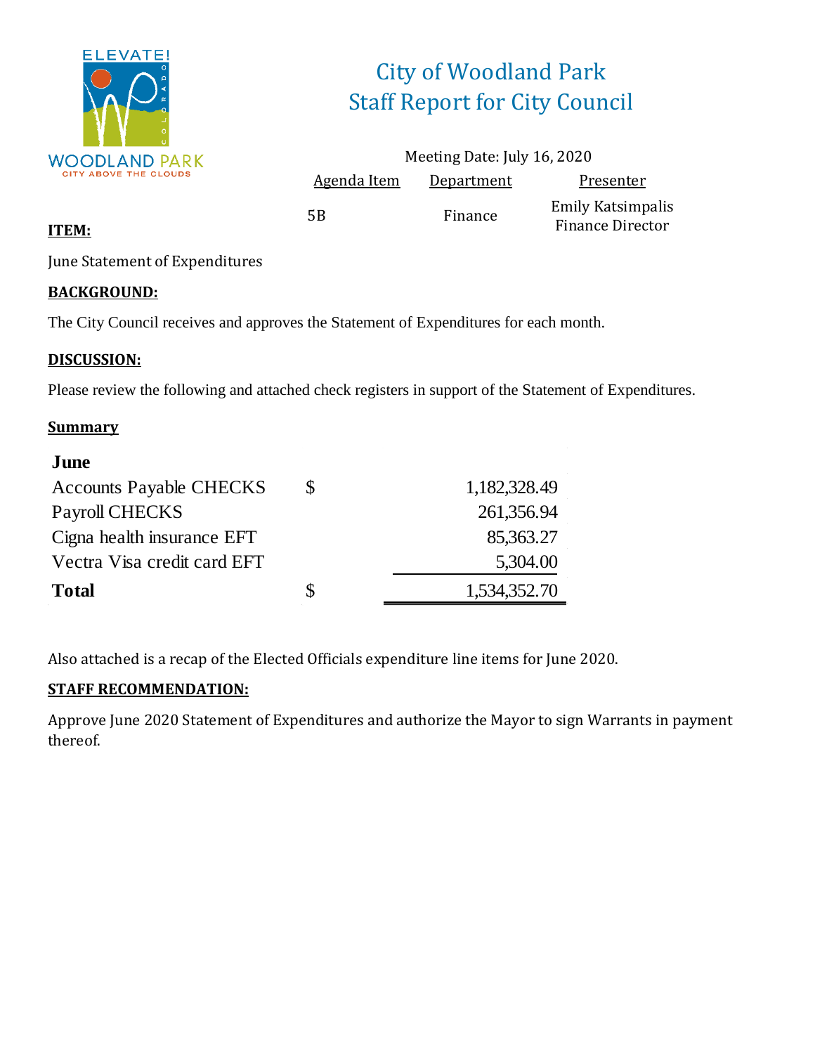ELEVATE!

WOODLAND PARK

CITY ABOVE THE CLOUDS

# City of Woodland Park
# Staff Report for City Council

Meeting Date: July 16, 2020

| Agenda Item | Department | Presenter |
|---|---|---|
| 5B | Finance | Emily Katsimpalis<br>Finance Director |

**ITEM:**

June Statement of Expenditures

**BACKGROUND:**

The City Council receives and approves the Statement of Expenditures for each month.

**DISCUSSION:**

Please review the following and attached check registers in support of the Statement of Expenditures.

**Summary**

| **June** | | |
|---|---|---|
| Accounts Payable CHECKS | $ | 1,182,328.49 |
| Payroll CHECKS | | 261,356.94 |
| Cigna health insurance EFT | | 85,363.27 |
| Vectra Visa credit card EFT | | 5,304.00 |
| **Total** | $ | 1,534,352.70 |

Also attached is a recap of the Elected Officials expenditure line items for June 2020.

**STAFF RECOMMENDATION:**

Approve June 2020 Statement of Expenditures and authorize the Mayor to sign Warrants in payment thereof.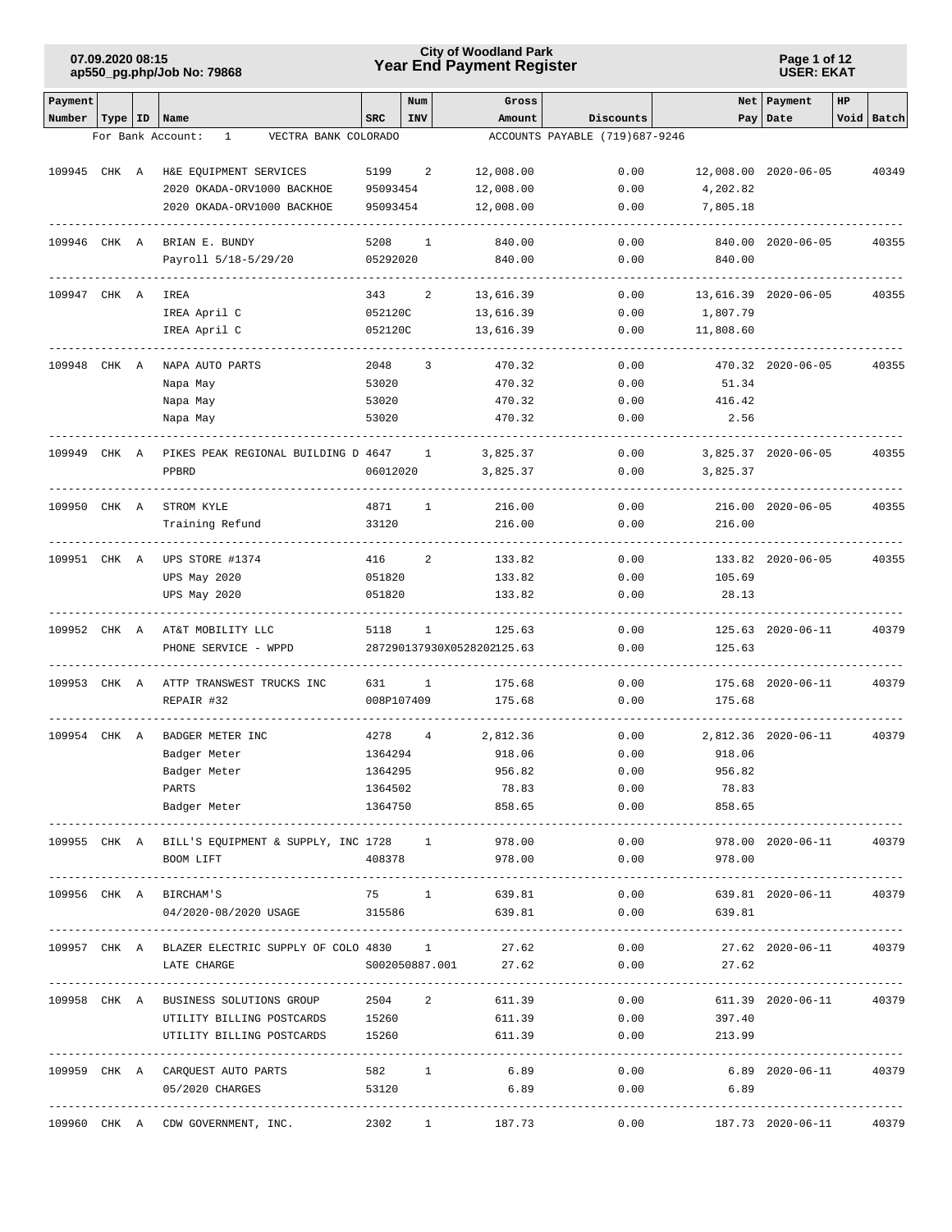# City of Woodland Park
## Year End Payment Register

07.09.2020 08:15
ap550_pg.php/Job No: 79868

USER: EKAT

| Payment Number | Type | ID | Name | SRC | Num INV | Gross Amount | Discounts | Net Pay | Payment Date | HP Void | Batch |
|---|---|---|---|---|---|---|---|---|---|---|---|
| For Bank Account: | | | 1 VECTRA BANK COLORADO | | | ACCOUNTS PAYABLE (719)687-9246 | | | | | |
| 109945 | CHK | A | H&E EQUIPMENT SERVICES | 5199 | 2 | 12,008.00 | 0.00 | 12,008.00 | 2020-06-05 | | 40349 |
| | | | 2020 OKADA-ORV1000 BACKHOE | 95093454 | | 12,008.00 | 0.00 | 4,202.82 | | | |
| | | | 2020 OKADA-ORV1000 BACKHOE | 95093454 | | 12,008.00 | 0.00 | 7,805.18 | | | |
| 109946 | CHK | A | BRIAN E. BUNDY | 5208 | 1 | 840.00 | 0.00 | 840.00 | 2020-06-05 | | 40355 |
| | | | Payroll 5/18-5/29/20 | 05292020 | | 840.00 | 0.00 | 840.00 | | | |
| 109947 | CHK | A | IREA | 343 | 2 | 13,616.39 | 0.00 | 13,616.39 | 2020-06-05 | | 40355 |
| | | | IREA April C | 052120C | | 13,616.39 | 0.00 | 1,807.79 | | | |
| | | | IREA April C | 052120C | | 13,616.39 | 0.00 | 11,808.60 | | | |
| 109948 | CHK | A | NAPA AUTO PARTS | 2048 | 3 | 470.32 | 0.00 | 470.32 | 2020-06-05 | | 40355 |
| | | | Napa May | 53020 | | 470.32 | 0.00 | 51.34 | | | |
| | | | Napa May | 53020 | | 470.32 | 0.00 | 416.42 | | | |
| | | | Napa May | 53020 | | 470.32 | 0.00 | 2.56 | | | |
| 109949 | CHK | A | PIKES PEAK REGIONAL BUILDING D | 4647 | 1 | 3,825.37 | 0.00 | 3,825.37 | 2020-06-05 | | 40355 |
| | | | PPBRD | 06012020 | | 3,825.37 | 0.00 | 3,825.37 | | | |
| 109950 | CHK | A | STROM KYLE | 4871 | 1 | 216.00 | 0.00 | 216.00 | 2020-06-05 | | 40355 |
| | | | Training Refund | 33120 | | 216.00 | 0.00 | 216.00 | | | |
| 109951 | CHK | A | UPS STORE #1374 | 416 | 2 | 133.82 | 0.00 | 133.82 | 2020-06-05 | | 40355 |
| | | | UPS May 2020 | 051820 | | 133.82 | 0.00 | 105.69 | | | |
| | | | UPS May 2020 | 051820 | | 133.82 | 0.00 | 28.13 | | | |
| 109952 | CHK | A | AT&T MOBILITY LLC | 5118 | 1 | 125.63 | 0.00 | 125.63 | 2020-06-11 | | 40379 |
| | | | PHONE SERVICE - WPPD | 287290137930X05282020 | | 125.63 | 0.00 | 125.63 | | | |
| 109953 | CHK | A | ATTP TRANSWEST TRUCKS INC | 631 | 1 | 175.68 | 0.00 | 175.68 | 2020-06-11 | | 40379 |
| | | | REPAIR #32 | 008P107409 | | 175.68 | 0.00 | 175.68 | | | |
| 109954 | CHK | A | BADGER METER INC | 4278 | 4 | 2,812.36 | 0.00 | 2,812.36 | 2020-06-11 | | 40379 |
| | | | Badger Meter | 1364294 | | 918.06 | 0.00 | 918.06 | | | |
| | | | Badger Meter | 1364295 | | 956.82 | 0.00 | 956.82 | | | |
| | | | PARTS | 1364502 | | 78.83 | 0.00 | 78.83 | | | |
| | | | Badger Meter | 1364750 | | 858.65 | 0.00 | 858.65 | | | |
| 109955 | CHK | A | BILL'S EQUIPMENT & SUPPLY, INC | 1728 | 1 | 978.00 | 0.00 | 978.00 | 2020-06-11 | | 40379 |
| | | | BOOM LIFT | 408378 | | 978.00 | 0.00 | 978.00 | | | |
| 109956 | CHK | A | BIRCHAM'S | 75 | 1 | 639.81 | 0.00 | 639.81 | 2020-06-11 | | 40379 |
| | | | 04/2020-08/2020 USAGE | 315586 | | 639.81 | 0.00 | 639.81 | | | |
| 109957 | CHK | A | BLAZER ELECTRIC SUPPLY OF COLO | 4830 | 1 | 27.62 | 0.00 | 27.62 | 2020-06-11 | | 40379 |
| | | | LATE CHARGE | S002050887.001 | | 27.62 | 0.00 | 27.62 | | | |
| 109958 | CHK | A | BUSINESS SOLUTIONS GROUP | 2504 | 2 | 611.39 | 0.00 | 611.39 | 2020-06-11 | | 40379 |
| | | | UTILITY BILLING POSTCARDS | 15260 | | 611.39 | 0.00 | 397.40 | | | |
| | | | UTILITY BILLING POSTCARDS | 15260 | | 611.39 | 0.00 | 213.99 | | | |
| 109959 | CHK | A | CARQUEST AUTO PARTS | 582 | 1 | 6.89 | 0.00 | 6.89 | 2020-06-11 | | 40379 |
| | | | 05/2020 CHARGES | 53120 | | 6.89 | 0.00 | 6.89 | | | |
| 109960 | CHK | A | CDW GOVERNMENT, INC. | 2302 | 1 | 187.73 | 0.00 | 187.73 | 2020-06-11 | | 40379 |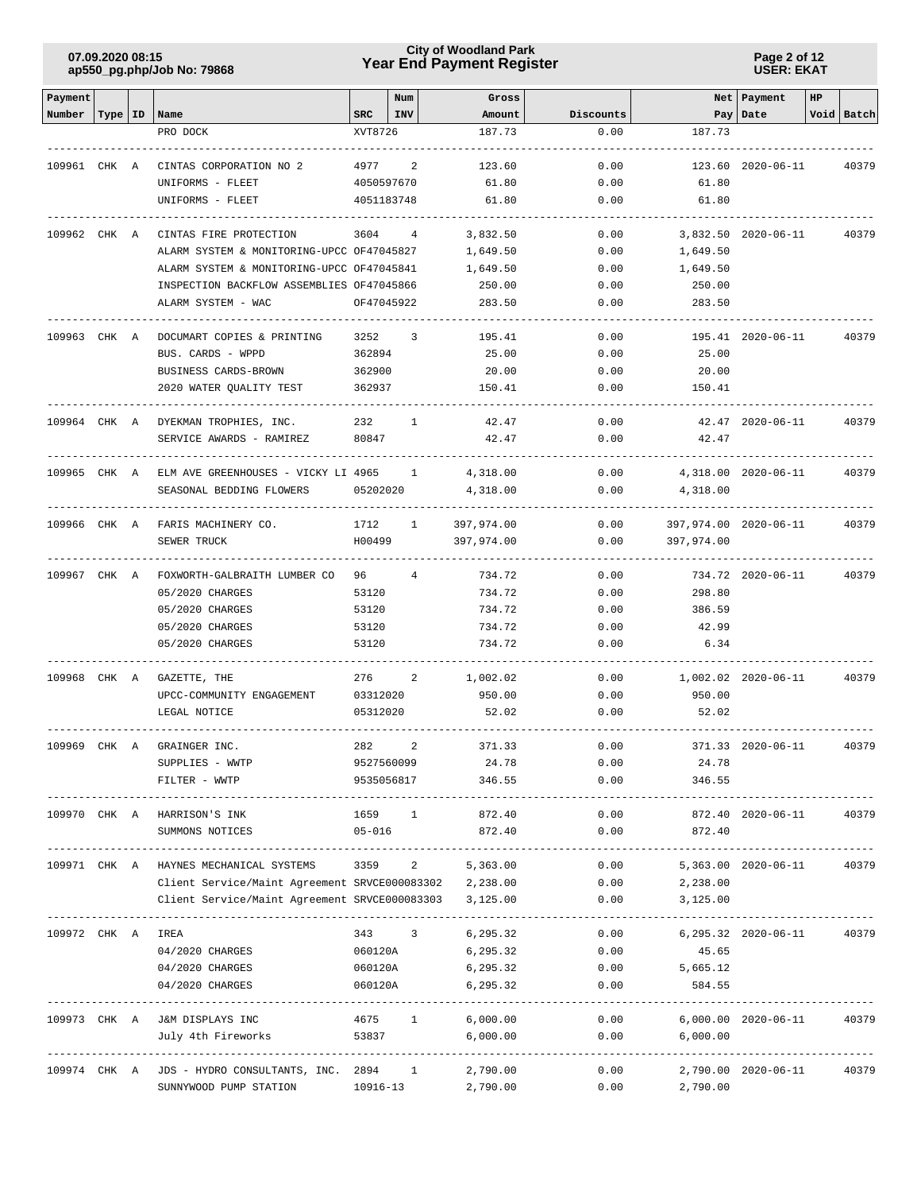| Payment Number | Type | ID | Name | SRC | Num INV | Gross Amount | Discounts | Net Pay | Payment Date | HP Void | Batch |
|---|---|---|---|---|---|---|---|---|---|---|---|
| | | | PRO DOCK | XVT8726 | | 187.73 | 0.00 | 187.73 | | | |
| 109961 | CHK | A | CINTAS CORPORATION NO 2 | 4977 | 2 | 123.60 | 0.00 | 123.60 | 2020-06-11 | | 40379 |
| | | | UNIFORMS - FLEET | 4050597670 | | 61.80 | 0.00 | 61.80 | | | |
| | | | UNIFORMS - FLEET | 4051183748 | | 61.80 | 0.00 | 61.80 | | | |
| 109962 | CHK | A | CINTAS FIRE PROTECTION | 3604 | 4 | 3,832.50 | 0.00 | 3,832.50 | 2020-06-11 | | 40379 |
| | | | ALARM SYSTEM & MONITORING-UPCC | OF47045827 | | 1,649.50 | 0.00 | 1,649.50 | | | |
| | | | ALARM SYSTEM & MONITORING-UPCC | OF47045841 | | 1,649.50 | 0.00 | 1,649.50 | | | |
| | | | INSPECTION BACKFLOW ASSEMBLIES | OF47045866 | | 250.00 | 0.00 | 250.00 | | | |
| | | | ALARM SYSTEM - WAC | OF47045922 | | 283.50 | 0.00 | 283.50 | | | |
| 109963 | CHK | A | DOCUMART COPIES & PRINTING | 3252 | 3 | 195.41 | 0.00 | 195.41 | 2020-06-11 | | 40379 |
| | | | BUS. CARDS - WPPD | 362894 | | 25.00 | 0.00 | 25.00 | | | |
| | | | BUSINESS CARDS-BROWN | 362900 | | 20.00 | 0.00 | 20.00 | | | |
| | | | 2020 WATER QUALITY TEST | 362937 | | 150.41 | 0.00 | 150.41 | | | |
| 109964 | CHK | A | DYEKMAN TROPHIES, INC. | 232 | 1 | 42.47 | 0.00 | 42.47 | 2020-06-11 | | 40379 |
| | | | SERVICE AWARDS - RAMIREZ | 80847 | | 42.47 | 0.00 | 42.47 | | | |
| 109965 | CHK | A | ELM AVE GREENHOUSES - VICKY LI | 4965 | 1 | 4,318.00 | 0.00 | 4,318.00 | 2020-06-11 | | 40379 |
| | | | SEASONAL BEDDING FLOWERS | 05202020 | | 4,318.00 | 0.00 | 4,318.00 | | | |
| 109966 | CHK | A | FARIS MACHINERY CO. | 1712 | 1 | 397,974.00 | 0.00 | 397,974.00 | 2020-06-11 | | 40379 |
| | | | SEWER TRUCK | H00499 | | 397,974.00 | 0.00 | 397,974.00 | | | |
| 109967 | CHK | A | FOXWORTH-GALBRAITH LUMBER CO | 96 | 4 | 734.72 | 0.00 | 734.72 | 2020-06-11 | | 40379 |
| | | | 05/2020 CHARGES | 53120 | | 734.72 | 0.00 | 298.80 | | | |
| | | | 05/2020 CHARGES | 53120 | | 734.72 | 0.00 | 386.59 | | | |
| | | | 05/2020 CHARGES | 53120 | | 734.72 | 0.00 | 42.99 | | | |
| | | | 05/2020 CHARGES | 53120 | | 734.72 | 0.00 | 6.34 | | | |
| 109968 | CHK | A | GAZETTE, THE | 276 | 2 | 1,002.02 | 0.00 | 1,002.02 | 2020-06-11 | | 40379 |
| | | | UPCC-COMMUNITY ENGAGEMENT | 03312020 | | 950.00 | 0.00 | 950.00 | | | |
| | | | LEGAL NOTICE | 05312020 | | 52.02 | 0.00 | 52.02 | | | |
| 109969 | CHK | A | GRAINGER INC. | 282 | 2 | 371.33 | 0.00 | 371.33 | 2020-06-11 | | 40379 |
| | | | SUPPLIES - WWTP | 9527560099 | | 24.78 | 0.00 | 24.78 | | | |
| | | | FILTER - WWTP | 9535056817 | | 346.55 | 0.00 | 346.55 | | | |
| 109970 | CHK | A | HARRISON'S INK | 1659 | 1 | 872.40 | 0.00 | 872.40 | 2020-06-11 | | 40379 |
| | | | SUMMONS NOTICES | 05-016 | | 872.40 | 0.00 | 872.40 | | | |
| 109971 | CHK | A | HAYNES MECHANICAL SYSTEMS | 3359 | 2 | 5,363.00 | 0.00 | 5,363.00 | 2020-06-11 | | 40379 |
| | | | Client Service/Maint Agreement | SRVCE000083302 | | 2,238.00 | 0.00 | 2,238.00 | | | |
| | | | Client Service/Maint Agreement | SRVCE000083303 | | 3,125.00 | 0.00 | 3,125.00 | | | |
| 109972 | CHK | A | IREA | 343 | 3 | 6,295.32 | 0.00 | 6,295.32 | 2020-06-11 | | 40379 |
| | | | 04/2020 CHARGES | 060120A | | 6,295.32 | 0.00 | 45.65 | | | |
| | | | 04/2020 CHARGES | 060120A | | 6,295.32 | 0.00 | 5,665.12 | | | |
| | | | 04/2020 CHARGES | 060120A | | 6,295.32 | 0.00 | 584.55 | | | |
| 109973 | CHK | A | J&M DISPLAYS INC | 4675 | 1 | 6,000.00 | 0.00 | 6,000.00 | 2020-06-11 | | 40379 |
| | | | July 4th Fireworks | 53837 | | 6,000.00 | 0.00 | 6,000.00 | | | |
| 109974 | CHK | A | JDS - HYDRO CONSULTANTS, INC. | 2894 | 1 | 2,790.00 | 0.00 | 2,790.00 | 2020-06-11 | | 40379 |
| | | | SUNNYWOOD PUMP STATION | 10916-13 | | 2,790.00 | 0.00 | 2,790.00 | | | |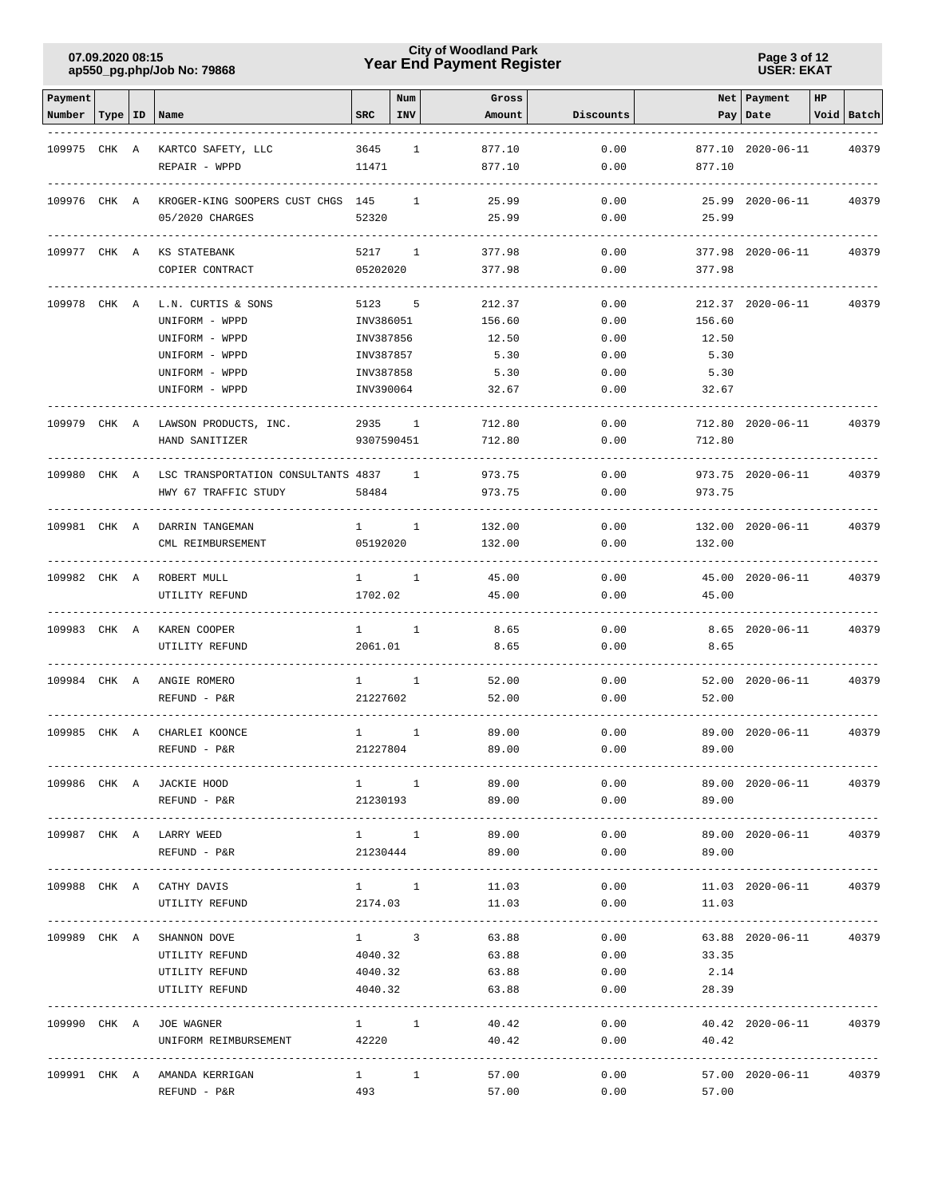| Payment Number | Type | ID | Name | SRC | Num INV | Gross Amount | Discounts | Net Pay | Payment Date | HP Void | Batch |
|---|---|---|---|---|---|---|---|---|---|---|---|
| 109975 | CHK | A | KARTCO SAFETY, LLC | 3645 | 1 | 877.10 | 0.00 | 877.10 | 2020-06-11 | | 40379 |
| | | | REPAIR - WPPD | 11471 | | 877.10 | 0.00 | 877.10 | | | |
| 109976 | CHK | A | KROGER-KING SOOPERS CUST CHGS | 145 | 1 | 25.99 | 0.00 | 25.99 | 2020-06-11 | | 40379 |
| | | | 05/2020 CHARGES | 52320 | | 25.99 | 0.00 | 25.99 | | | |
| 109977 | CHK | A | KS STATEBANK | 5217 | 1 | 377.98 | 0.00 | 377.98 | 2020-06-11 | | 40379 |
| | | | COPIER CONTRACT | 05202020 | | 377.98 | 0.00 | 377.98 | | | |
| 109978 | CHK | A | L.N. CURTIS & SONS | 5123 | 5 | 212.37 | 0.00 | 212.37 | 2020-06-11 | | 40379 |
| | | | UNIFORM - WPPD | INV386051 | | 156.60 | 0.00 | 156.60 | | | |
| | | | UNIFORM - WPPD | INV387856 | | 12.50 | 0.00 | 12.50 | | | |
| | | | UNIFORM - WPPD | INV387857 | | 5.30 | 0.00 | 5.30 | | | |
| | | | UNIFORM - WPPD | INV387858 | | 5.30 | 0.00 | 5.30 | | | |
| | | | UNIFORM - WPPD | INV390064 | | 32.67 | 0.00 | 32.67 | | | |
| 109979 | CHK | A | LAWSON PRODUCTS, INC. | 2935 | 1 | 712.80 | 0.00 | 712.80 | 2020-06-11 | | 40379 |
| | | | HAND SANITIZER | 9307590451 | | 712.80 | 0.00 | 712.80 | | | |
| 109980 | CHK | A | LSC TRANSPORTATION CONSULTANTS | 4837 | 1 | 973.75 | 0.00 | 973.75 | 2020-06-11 | | 40379 |
| | | | HWY 67 TRAFFIC STUDY | 58484 | | 973.75 | 0.00 | 973.75 | | | |
| 109981 | CHK | A | DARRIN TANGEMAN | 1 | 1 | 132.00 | 0.00 | 132.00 | 2020-06-11 | | 40379 |
| | | | CML REIMBURSEMENT | 05192020 | | 132.00 | 0.00 | 132.00 | | | |
| 109982 | CHK | A | ROBERT MULL | 1 | 1 | 45.00 | 0.00 | 45.00 | 2020-06-11 | | 40379 |
| | | | UTILITY REFUND | 1702.02 | | 45.00 | 0.00 | 45.00 | | | |
| 109983 | CHK | A | KAREN COOPER | 1 | 1 | 8.65 | 0.00 | 8.65 | 2020-06-11 | | 40379 |
| | | | UTILITY REFUND | 2061.01 | | 8.65 | 0.00 | 8.65 | | | |
| 109984 | CHK | A | ANGIE ROMERO | 1 | 1 | 52.00 | 0.00 | 52.00 | 2020-06-11 | | 40379 |
| | | | REFUND - P&R | 21227602 | | 52.00 | 0.00 | 52.00 | | | |
| 109985 | CHK | A | CHARLEI KOONCE | 1 | 1 | 89.00 | 0.00 | 89.00 | 2020-06-11 | | 40379 |
| | | | REFUND - P&R | 21227804 | | 89.00 | 0.00 | 89.00 | | | |
| 109986 | CHK | A | JACKIE HOOD | 1 | 1 | 89.00 | 0.00 | 89.00 | 2020-06-11 | | 40379 |
| | | | REFUND - P&R | 21230193 | | 89.00 | 0.00 | 89.00 | | | |
| 109987 | CHK | A | LARRY WEED | 1 | 1 | 89.00 | 0.00 | 89.00 | 2020-06-11 | | 40379 |
| | | | REFUND - P&R | 21230444 | | 89.00 | 0.00 | 89.00 | | | |
| 109988 | CHK | A | CATHY DAVIS | 1 | 1 | 11.03 | 0.00 | 11.03 | 2020-06-11 | | 40379 |
| | | | UTILITY REFUND | 2174.03 | | 11.03 | 0.00 | 11.03 | | | |
| 109989 | CHK | A | SHANNON DOVE | 1 | 3 | 63.88 | 0.00 | 63.88 | 2020-06-11 | | 40379 |
| | | | UTILITY REFUND | 4040.32 | | 63.88 | 0.00 | 33.35 | | | |
| | | | UTILITY REFUND | 4040.32 | | 63.88 | 0.00 | 2.14 | | | |
| | | | UTILITY REFUND | 4040.32 | | 63.88 | 0.00 | 28.39 | | | |
| 109990 | CHK | A | JOE WAGNER | 1 | 1 | 40.42 | 0.00 | 40.42 | 2020-06-11 | | 40379 |
| | | | UNIFORM REIMBURSEMENT | 42220 | | 40.42 | 0.00 | 40.42 | | | |
| 109991 | CHK | A | AMANDA KERRIGAN | 1 | 1 | 57.00 | 0.00 | 57.00 | 2020-06-11 | | 40379 |
| | | | REFUND - P&R | 493 | | 57.00 | 0.00 | 57.00 | | | |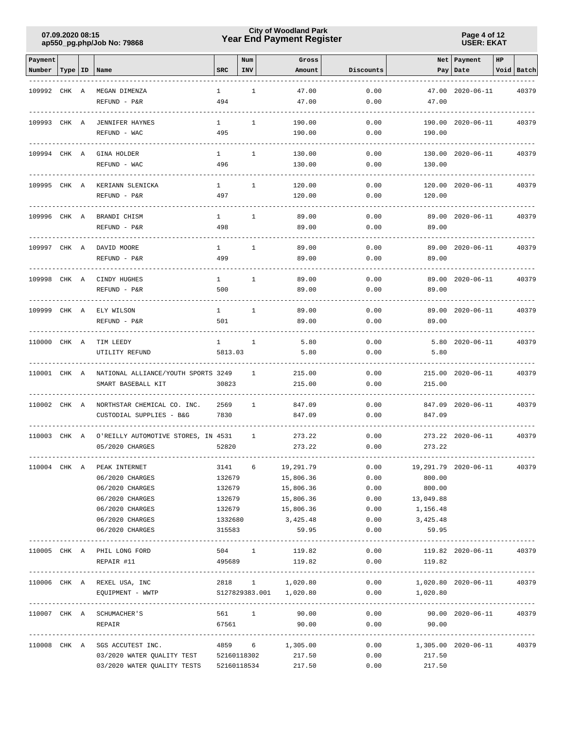| Payment Number | Type | ID | Name | SRC | Num INV | Gross Amount | Discounts | Net Pay | Payment Date | HP Void | Batch |
|---|---|---|---|---|---|---|---|---|---|---|---|
| 109992 | CHK | A | MEGAN DIMENZA | 1 | 1 | 47.00 | 0.00 | 47.00 | 2020-06-11 | | 40379 |
| | | | REFUND - P&R | 494 | | 47.00 | 0.00 | 47.00 | | | |
| 109993 | CHK | A | JENNIFER HAYNES | 1 | 1 | 190.00 | 0.00 | 190.00 | 2020-06-11 | | 40379 |
| | | | REFUND - WAC | 495 | | 190.00 | 0.00 | 190.00 | | | |
| 109994 | CHK | A | GINA HOLDER | 1 | 1 | 130.00 | 0.00 | 130.00 | 2020-06-11 | | 40379 |
| | | | REFUND - WAC | 496 | | 130.00 | 0.00 | 130.00 | | | |
| 109995 | CHK | A | KERIANN SLENICKA | 1 | 1 | 120.00 | 0.00 | 120.00 | 2020-06-11 | | 40379 |
| | | | REFUND - P&R | 497 | | 120.00 | 0.00 | 120.00 | | | |
| 109996 | CHK | A | BRANDI CHISM | 1 | 1 | 89.00 | 0.00 | 89.00 | 2020-06-11 | | 40379 |
| | | | REFUND - P&R | 498 | | 89.00 | 0.00 | 89.00 | | | |
| 109997 | CHK | A | DAVID MOORE | 1 | 1 | 89.00 | 0.00 | 89.00 | 2020-06-11 | | 40379 |
| | | | REFUND - P&R | 499 | | 89.00 | 0.00 | 89.00 | | | |
| 109998 | CHK | A | CINDY HUGHES | 1 | 1 | 89.00 | 0.00 | 89.00 | 2020-06-11 | | 40379 |
| | | | REFUND - P&R | 500 | | 89.00 | 0.00 | 89.00 | | | |
| 109999 | CHK | A | ELY WILSON | 1 | 1 | 89.00 | 0.00 | 89.00 | 2020-06-11 | | 40379 |
| | | | REFUND - P&R | 501 | | 89.00 | 0.00 | 89.00 | | | |
| 110000 | CHK | A | TIM LEEDY | 1 | 1 | 5.80 | 0.00 | 5.80 | 2020-06-11 | | 40379 |
| | | | UTILITY REFUND | 5813.03 | | 5.80 | 0.00 | 5.80 | | | |
| 110001 | CHK | A | NATIONAL ALLIANCE/YOUTH SPORTS | 3249 | 1 | 215.00 | 0.00 | 215.00 | 2020-06-11 | | 40379 |
| | | | SMART BASEBALL KIT | 30823 | | 215.00 | 0.00 | 215.00 | | | |
| 110002 | CHK | A | NORTHSTAR CHEMICAL CO. INC. | 2569 | 1 | 847.09 | 0.00 | 847.09 | 2020-06-11 | | 40379 |
| | | | CUSTODIAL SUPPLIES - B&G | 7830 | | 847.09 | 0.00 | 847.09 | | | |
| 110003 | CHK | A | O'REILLY AUTOMOTIVE STORES, IN | 4531 | 1 | 273.22 | 0.00 | 273.22 | 2020-06-11 | | 40379 |
| | | | 05/2020 CHARGES | 52820 | | 273.22 | 0.00 | 273.22 | | | |
| 110004 | CHK | A | PEAK INTERNET | 3141 | 6 | 19,291.79 | 0.00 | 19,291.79 | 2020-06-11 | | 40379 |
| | | | 06/2020 CHARGES | 132679 | | 15,806.36 | 0.00 | 800.00 | | | |
| | | | 06/2020 CHARGES | 132679 | | 15,806.36 | 0.00 | 800.00 | | | |
| | | | 06/2020 CHARGES | 132679 | | 15,806.36 | 0.00 | 13,049.88 | | | |
| | | | 06/2020 CHARGES | 132679 | | 15,806.36 | 0.00 | 1,156.48 | | | |
| | | | 06/2020 CHARGES | 1332680 | | 3,425.48 | 0.00 | 3,425.48 | | | |
| | | | 06/2020 CHARGES | 315583 | | 59.95 | 0.00 | 59.95 | | | |
| 110005 | CHK | A | PHIL LONG FORD | 504 | 1 | 119.82 | 0.00 | 119.82 | 2020-06-11 | | 40379 |
| | | | REPAIR #11 | 495689 | | 119.82 | 0.00 | 119.82 | | | |
| 110006 | CHK | A | REXEL USA, INC | 2818 | 1 | 1,020.80 | 0.00 | 1,020.80 | 2020-06-11 | | 40379 |
| | | | EQUIPMENT - WWTP | S127829383.001 | | 1,020.80 | 0.00 | 1,020.80 | | | |
| 110007 | CHK | A | SCHUMACHER'S | 561 | 1 | 90.00 | 0.00 | 90.00 | 2020-06-11 | | 40379 |
| | | | REPAIR | 67561 | | 90.00 | 0.00 | 90.00 | | | |
| 110008 | CHK | A | SGS ACCUTEST INC. | 4859 | 6 | 1,305.00 | 0.00 | 1,305.00 | 2020-06-11 | | 40379 |
| | | | 03/2020 WATER QUALITY TEST | 52160118302 | | 217.50 | 0.00 | 217.50 | | | |
| | | | 03/2020 WATER QUALITY TESTS | 52160118534 | | 217.50 | 0.00 | 217.50 | | | |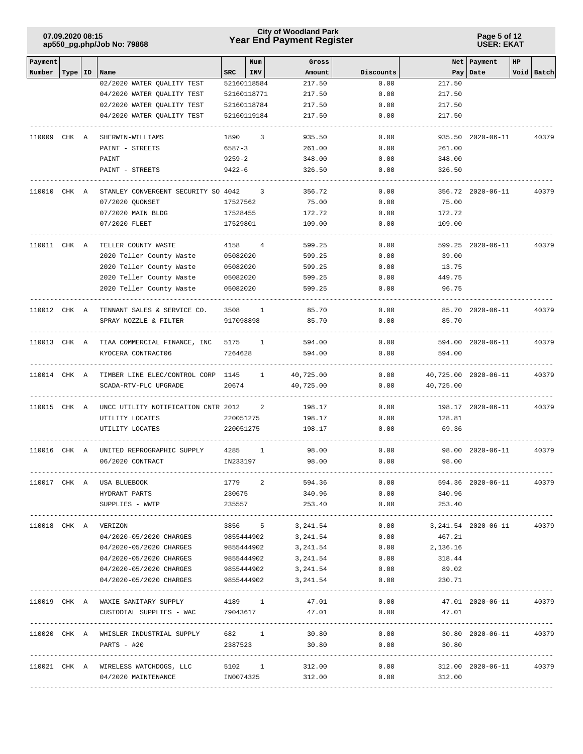| Payment Number | Type | ID | Name | SRC | Num INV | Gross Amount | Discounts | Net Pay | Payment Date | HP | Void | Batch |
|---|---|---|---|---|---|---|---|---|---|---|---|---|
| | | | 02/2020 WATER QUALITY TEST | 52160118584 | | 217.50 | 0.00 | 217.50 | | | | |
| | | | 04/2020 WATER QUALITY TEST | 52160118771 | | 217.50 | 0.00 | 217.50 | | | | |
| | | | 02/2020 WATER QUALITY TEST | 52160118784 | | 217.50 | 0.00 | 217.50 | | | | |
| | | | 04/2020 WATER QUALITY TEST | 52160119184 | | 217.50 | 0.00 | 217.50 | | | | |
| 110009 | CHK | A | SHERWIN-WILLIAMS | 1890 | 3 | 935.50 | 0.00 | 935.50 | 2020-06-11 | | | 40379 |
| | | | PAINT - STREETS | 6587-3 | | 261.00 | 0.00 | 261.00 | | | | |
| | | | PAINT | 9259-2 | | 348.00 | 0.00 | 348.00 | | | | |
| | | | PAINT - STREETS | 9422-6 | | 326.50 | 0.00 | 326.50 | | | | |
| 110010 | CHK | A | STANLEY CONVERGENT SECURITY SO | 4042 | 3 | 356.72 | 0.00 | 356.72 | 2020-06-11 | | | 40379 |
| | | | 07/2020 QUONSET | 17527562 | | 75.00 | 0.00 | 75.00 | | | | |
| | | | 07/2020 MAIN BLDG | 17528455 | | 172.72 | 0.00 | 172.72 | | | | |
| | | | 07/2020 FLEET | 17529801 | | 109.00 | 0.00 | 109.00 | | | | |
| 110011 | CHK | A | TELLER COUNTY WASTE | 4158 | 4 | 599.25 | 0.00 | 599.25 | 2020-06-11 | | | 40379 |
| | | | 2020 Teller County Waste | 05082020 | | 599.25 | 0.00 | 39.00 | | | | |
| | | | 2020 Teller County Waste | 05082020 | | 599.25 | 0.00 | 13.75 | | | | |
| | | | 2020 Teller County Waste | 05082020 | | 599.25 | 0.00 | 449.75 | | | | |
| | | | 2020 Teller County Waste | 05082020 | | 599.25 | 0.00 | 96.75 | | | | |
| 110012 | CHK | A | TENNANT SALES & SERVICE CO. | 3508 | 1 | 85.70 | 0.00 | 85.70 | 2020-06-11 | | | 40379 |
| | | | SPRAY NOZZLE & FILTER | 917098898 | | 85.70 | 0.00 | 85.70 | | | | |
| 110013 | CHK | A | TIAA COMMERCIAL FINANCE, INC | 5175 | 1 | 594.00 | 0.00 | 594.00 | 2020-06-11 | | | 40379 |
| | | | KYOCERA CONTRACT06 | 7264628 | | 594.00 | 0.00 | 594.00 | | | | |
| 110014 | CHK | A | TIMBER LINE ELEC/CONTROL CORP | 1145 | 1 | 40,725.00 | 0.00 | 40,725.00 | 2020-06-11 | | | 40379 |
| | | | SCADA-RTV-PLC UPGRADE | 20674 | | 40,725.00 | 0.00 | 40,725.00 | | | | |
| 110015 | CHK | A | UNCC UTILITY NOTIFICATION CNTR | 2012 | 2 | 198.17 | 0.00 | 198.17 | 2020-06-11 | | | 40379 |
| | | | UTILITY LOCATES | 220051275 | | 198.17 | 0.00 | 128.81 | | | | |
| | | | UTILITY LOCATES | 220051275 | | 198.17 | 0.00 | 69.36 | | | | |
| 110016 | CHK | A | UNITED REPROGRAPHIC SUPPLY | 4285 | 1 | 98.00 | 0.00 | 98.00 | 2020-06-11 | | | 40379 |
| | | | 06/2020 CONTRACT | IN233197 | | 98.00 | 0.00 | 98.00 | | | | |
| 110017 | CHK | A | USA BLUEBOOK | 1779 | 2 | 594.36 | 0.00 | 594.36 | 2020-06-11 | | | 40379 |
| | | | HYDRANT PARTS | 230675 | | 340.96 | 0.00 | 340.96 | | | | |
| | | | SUPPLIES - WWTP | 235557 | | 253.40 | 0.00 | 253.40 | | | | |
| 110018 | CHK | A | VERIZON | 3856 | 5 | 3,241.54 | 0.00 | 3,241.54 | 2020-06-11 | | | 40379 |
| | | | 04/2020-05/2020 CHARGES | 9855444902 | | 3,241.54 | 0.00 | 467.21 | | | | |
| | | | 04/2020-05/2020 CHARGES | 9855444902 | | 3,241.54 | 0.00 | 2,136.16 | | | | |
| | | | 04/2020-05/2020 CHARGES | 9855444902 | | 3,241.54 | 0.00 | 318.44 | | | | |
| | | | 04/2020-05/2020 CHARGES | 9855444902 | | 3,241.54 | 0.00 | 89.02 | | | | |
| | | | 04/2020-05/2020 CHARGES | 9855444902 | | 3,241.54 | 0.00 | 230.71 | | | | |
| 110019 | CHK | A | WAXIE SANITARY SUPPLY | 4189 | 1 | 47.01 | 0.00 | 47.01 | 2020-06-11 | | | 40379 |
| | | | CUSTODIAL SUPPLIES - WAC | 79043617 | | 47.01 | 0.00 | 47.01 | | | | |
| 110020 | CHK | A | WHISLER INDUSTRIAL SUPPLY | 682 | 1 | 30.80 | 0.00 | 30.80 | 2020-06-11 | | | 40379 |
| | | | PARTS - #20 | 2387523 | | 30.80 | 0.00 | 30.80 | | | | |
| 110021 | CHK | A | WIRELESS WATCHDOGS, LLC | 5102 | 1 | 312.00 | 0.00 | 312.00 | 2020-06-11 | | | 40379 |
| | | | 04/2020 MAINTENANCE | IN0074325 | | 312.00 | 0.00 | 312.00 | | | | |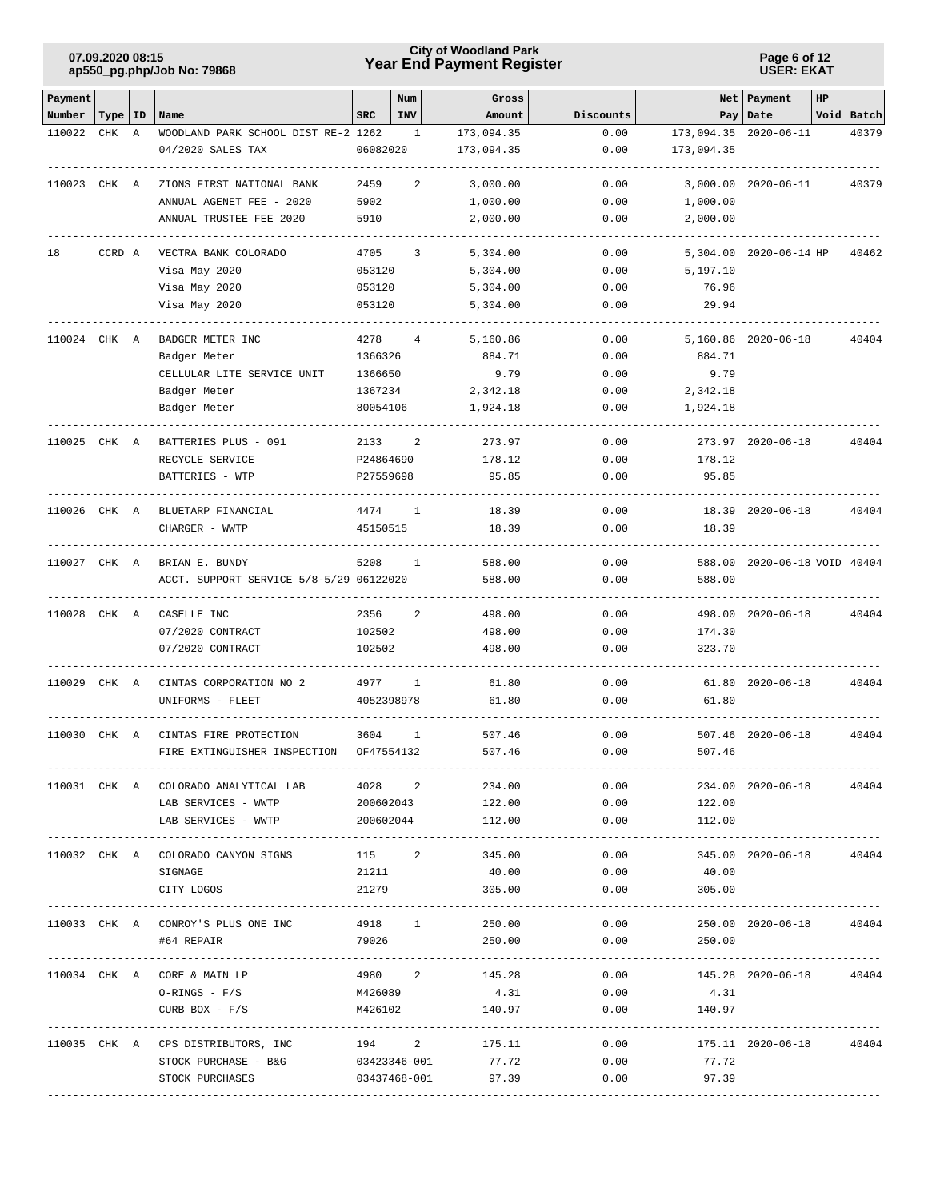# City of Woodland Park
## Year End Payment Register

07.09.2020 08:15
ap550_pg.php/Job No: 79868

USER: EKAT

| Payment Number | Type | ID | Name | SRC | Num INV | Gross Amount | Discounts | Net Pay | Payment Date | HP Void | Batch |
|---|---|---|---|---|---|---|---|---|---|---|---|
| 110022 | CHK | A | WOODLAND PARK SCHOOL DIST RE-2 | 1262 | 1 | 173,094.35 | 0.00 | 173,094.35 | 2020-06-11 | | 40379 |
| | | | 04/2020 SALES TAX | 06082020 | | 173,094.35 | 0.00 | 173,094.35 | | | |
| 110023 | CHK | A | ZIONS FIRST NATIONAL BANK | 2459 | 2 | 3,000.00 | 0.00 | 3,000.00 | 2020-06-11 | | 40379 |
| | | | ANNUAL AGENET FEE - 2020 | 5902 | | 1,000.00 | 0.00 | 1,000.00 | | | |
| | | | ANNUAL TRUSTEE FEE 2020 | 5910 | | 2,000.00 | 0.00 | 2,000.00 | | | |
| 18 | CCRD | A | VECTRA BANK COLORADO | 4705 | 3 | 5,304.00 | 0.00 | 5,304.00 | 2020-06-14 | HP | 40462 |
| | | | Visa May 2020 | 053120 | | 5,304.00 | 0.00 | 5,197.10 | | | |
| | | | Visa May 2020 | 053120 | | 5,304.00 | 0.00 | 76.96 | | | |
| | | | Visa May 2020 | 053120 | | 5,304.00 | 0.00 | 29.94 | | | |
| 110024 | CHK | A | BADGER METER INC | 4278 | 4 | 5,160.86 | 0.00 | 5,160.86 | 2020-06-18 | | 40404 |
| | | | Badger Meter | 1366326 | | 884.71 | 0.00 | 884.71 | | | |
| | | | CELLULAR LITE SERVICE UNIT | 1366650 | | 9.79 | 0.00 | 9.79 | | | |
| | | | Badger Meter | 1367234 | | 2,342.18 | 0.00 | 2,342.18 | | | |
| | | | Badger Meter | 80054106 | | 1,924.18 | 0.00 | 1,924.18 | | | |
| 110025 | CHK | A | BATTERIES PLUS - 091 | 2133 | 2 | 273.97 | 0.00 | 273.97 | 2020-06-18 | | 40404 |
| | | | RECYCLE SERVICE | P24864690 | | 178.12 | 0.00 | 178.12 | | | |
| | | | BATTERIES - WTP | P27559698 | | 95.85 | 0.00 | 95.85 | | | |
| 110026 | CHK | A | BLUETARP FINANCIAL | 4474 | 1 | 18.39 | 0.00 | 18.39 | 2020-06-18 | | 40404 |
| | | | CHARGER - WWTP | 45150515 | | 18.39 | 0.00 | 18.39 | | | |
| 110027 | CHK | A | BRIAN E. BUNDY | 5208 | 1 | 588.00 | 0.00 | 588.00 | 2020-06-18 | VOID | 40404 |
| | | | ACCT. SUPPORT SERVICE 5/8-5/29 | 06122020 | | 588.00 | 0.00 | 588.00 | | | |
| 110028 | CHK | A | CASELLE INC | 2356 | 2 | 498.00 | 0.00 | 498.00 | 2020-06-18 | | 40404 |
| | | | 07/2020 CONTRACT | 102502 | | 498.00 | 0.00 | 174.30 | | | |
| | | | 07/2020 CONTRACT | 102502 | | 498.00 | 0.00 | 323.70 | | | |
| 110029 | CHK | A | CINTAS CORPORATION NO 2 | 4977 | 1 | 61.80 | 0.00 | 61.80 | 2020-06-18 | | 40404 |
| | | | UNIFORMS - FLEET | 4052398978 | | 61.80 | 0.00 | 61.80 | | | |
| 110030 | CHK | A | CINTAS FIRE PROTECTION | 3604 | 1 | 507.46 | 0.00 | 507.46 | 2020-06-18 | | 40404 |
| | | | FIRE EXTINGUISHER INSPECTION | OF47554132 | | 507.46 | 0.00 | 507.46 | | | |
| 110031 | CHK | A | COLORADO ANALYTICAL LAB | 4028 | 2 | 234.00 | 0.00 | 234.00 | 2020-06-18 | | 40404 |
| | | | LAB SERVICES - WWTP | 200602043 | | 122.00 | 0.00 | 122.00 | | | |
| | | | LAB SERVICES - WWTP | 200602044 | | 112.00 | 0.00 | 112.00 | | | |
| 110032 | CHK | A | COLORADO CANYON SIGNS | 115 | 2 | 345.00 | 0.00 | 345.00 | 2020-06-18 | | 40404 |
| | | | SIGNAGE | 21211 | | 40.00 | 0.00 | 40.00 | | | |
| | | | CITY LOGOS | 21279 | | 305.00 | 0.00 | 305.00 | | | |
| 110033 | CHK | A | CONROY'S PLUS ONE INC | 4918 | 1 | 250.00 | 0.00 | 250.00 | 2020-06-18 | | 40404 |
| | | | #64 REPAIR | 79026 | | 250.00 | 0.00 | 250.00 | | | |
| 110034 | CHK | A | CORE & MAIN LP | 4980 | 2 | 145.28 | 0.00 | 145.28 | 2020-06-18 | | 40404 |
| | | | O-RINGS - F/S | M426089 | | 4.31 | 0.00 | 4.31 | | | |
| | | | CURB BOX - F/S | M426102 | | 140.97 | 0.00 | 140.97 | | | |
| 110035 | CHK | A | CPS DISTRIBUTORS, INC | 194 | 2 | 175.11 | 0.00 | 175.11 | 2020-06-18 | | 40404 |
| | | | STOCK PURCHASE - B&G | 03423346-001 | | 77.72 | 0.00 | 77.72 | | | |
| | | | STOCK PURCHASES | 03437468-001 | | 97.39 | 0.00 | 97.39 | | | |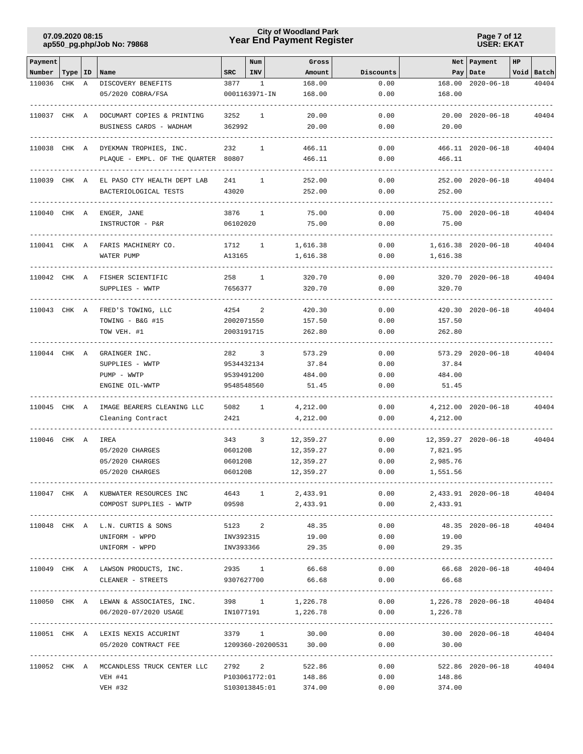| Payment Number | Type | ID | Name | SRC | Num INV | Gross Amount | Discounts | Net Pay | Payment Date | HP | Void | Batch |
|---|---|---|---|---|---|---|---|---|---|---|---|---|
| 110036 | CHK | A | DISCOVERY BENEFITS | 3877 | 1 | 168.00 | 0.00 | 168.00 | 2020-06-18 | | | 40404 |
| | | | 05/2020 COBRA/FSA | 0001163971-IN | | 168.00 | 0.00 | 168.00 | | | | |
| 110037 | CHK | A | DOCUMART COPIES & PRINTING | 3252 | 1 | 20.00 | 0.00 | 20.00 | 2020-06-18 | | | 40404 |
| | | | BUSINESS CARDS - WADHAM | 362992 | | 20.00 | 0.00 | 20.00 | | | | |
| 110038 | CHK | A | DYEKMAN TROPHIES, INC. | 232 | 1 | 466.11 | 0.00 | 466.11 | 2020-06-18 | | | 40404 |
| | | | PLAQUE - EMPL. OF THE QUARTER | 80807 | | 466.11 | 0.00 | 466.11 | | | | |
| 110039 | CHK | A | EL PASO CTY HEALTH DEPT LAB | 241 | 1 | 252.00 | 0.00 | 252.00 | 2020-06-18 | | | 40404 |
| | | | BACTERIOLOGICAL TESTS | 43020 | | 252.00 | 0.00 | 252.00 | | | | |
| 110040 | CHK | A | ENGER, JANE | 3876 | 1 | 75.00 | 0.00 | 75.00 | 2020-06-18 | | | 40404 |
| | | | INSTRUCTOR - P&R | 06102020 | | 75.00 | 0.00 | 75.00 | | | | |
| 110041 | CHK | A | FARIS MACHINERY CO. | 1712 | 1 | 1,616.38 | 0.00 | 1,616.38 | 2020-06-18 | | | 40404 |
| | | | WATER PUMP | A13165 | | 1,616.38 | 0.00 | 1,616.38 | | | | |
| 110042 | CHK | A | FISHER SCIENTIFIC | 258 | 1 | 320.70 | 0.00 | 320.70 | 2020-06-18 | | | 40404 |
| | | | SUPPLIES - WWTP | 7656377 | | 320.70 | 0.00 | 320.70 | | | | |
| 110043 | CHK | A | FRED'S TOWING, LLC | 4254 | 2 | 420.30 | 0.00 | 420.30 | 2020-06-18 | | | 40404 |
| | | | TOWING - B&G #15 | 2002071550 | | 157.50 | 0.00 | 157.50 | | | | |
| | | | TOW VEH. #1 | 2003191715 | | 262.80 | 0.00 | 262.80 | | | | |
| 110044 | CHK | A | GRAINGER INC. | 282 | 3 | 573.29 | 0.00 | 573.29 | 2020-06-18 | | | 40404 |
| | | | SUPPLIES - WWTP | 9534432134 | | 37.84 | 0.00 | 37.84 | | | | |
| | | | PUMP - WWTP | 9539491200 | | 484.00 | 0.00 | 484.00 | | | | |
| | | | ENGINE OIL-WWTP | 9548548560 | | 51.45 | 0.00 | 51.45 | | | | |
| 110045 | CHK | A | IMAGE BEARERS CLEANING LLC | 5082 | 1 | 4,212.00 | 0.00 | 4,212.00 | 2020-06-18 | | | 40404 |
| | | | Cleaning Contract | 2421 | | 4,212.00 | 0.00 | 4,212.00 | | | | |
| 110046 | CHK | A | IREA | 343 | 3 | 12,359.27 | 0.00 | 12,359.27 | 2020-06-18 | | | 40404 |
| | | | 05/2020 CHARGES | 060120B | | 12,359.27 | 0.00 | 7,821.95 | | | | |
| | | | 05/2020 CHARGES | 060120B | | 12,359.27 | 0.00 | 2,985.76 | | | | |
| | | | 05/2020 CHARGES | 060120B | | 12,359.27 | 0.00 | 1,551.56 | | | | |
| 110047 | CHK | A | KUBWATER RESOURCES INC | 4643 | 1 | 2,433.91 | 0.00 | 2,433.91 | 2020-06-18 | | | 40404 |
| | | | COMPOST SUPPLIES - WWTP | 09598 | | 2,433.91 | 0.00 | 2,433.91 | | | | |
| 110048 | CHK | A | L.N. CURTIS & SONS | 5123 | 2 | 48.35 | 0.00 | 48.35 | 2020-06-18 | | | 40404 |
| | | | UNIFORM - WPPD | INV392315 | | 19.00 | 0.00 | 19.00 | | | | |
| | | | UNIFORM - WPPD | INV393366 | | 29.35 | 0.00 | 29.35 | | | | |
| 110049 | CHK | A | LAWSON PRODUCTS, INC. | 2935 | 1 | 66.68 | 0.00 | 66.68 | 2020-06-18 | | | 40404 |
| | | | CLEANER - STREETS | 9307627700 | | 66.68 | 0.00 | 66.68 | | | | |
| 110050 | CHK | A | LEWAN & ASSOCIATES, INC. | 398 | 1 | 1,226.78 | 0.00 | 1,226.78 | 2020-06-18 | | | 40404 |
| | | | 06/2020-07/2020 USAGE | IN1077191 | | 1,226.78 | 0.00 | 1,226.78 | | | | |
| 110051 | CHK | A | LEXIS NEXIS ACCURINT | 3379 | 1 | 30.00 | 0.00 | 30.00 | 2020-06-18 | | | 40404 |
| | | | 05/2020 CONTRACT FEE | 1209360-20200531 | | 30.00 | 0.00 | 30.00 | | | | |
| 110052 | CHK | A | MCCANDLESS TRUCK CENTER LLC | 2792 | 2 | 522.86 | 0.00 | 522.86 | 2020-06-18 | | | 40404 |
| | | | VEH #41 | P103061772:01 | | 148.86 | 0.00 | 148.86 | | | | |
| | | | VEH #32 | S103013845:01 | | 374.00 | 0.00 | 374.00 | | | | |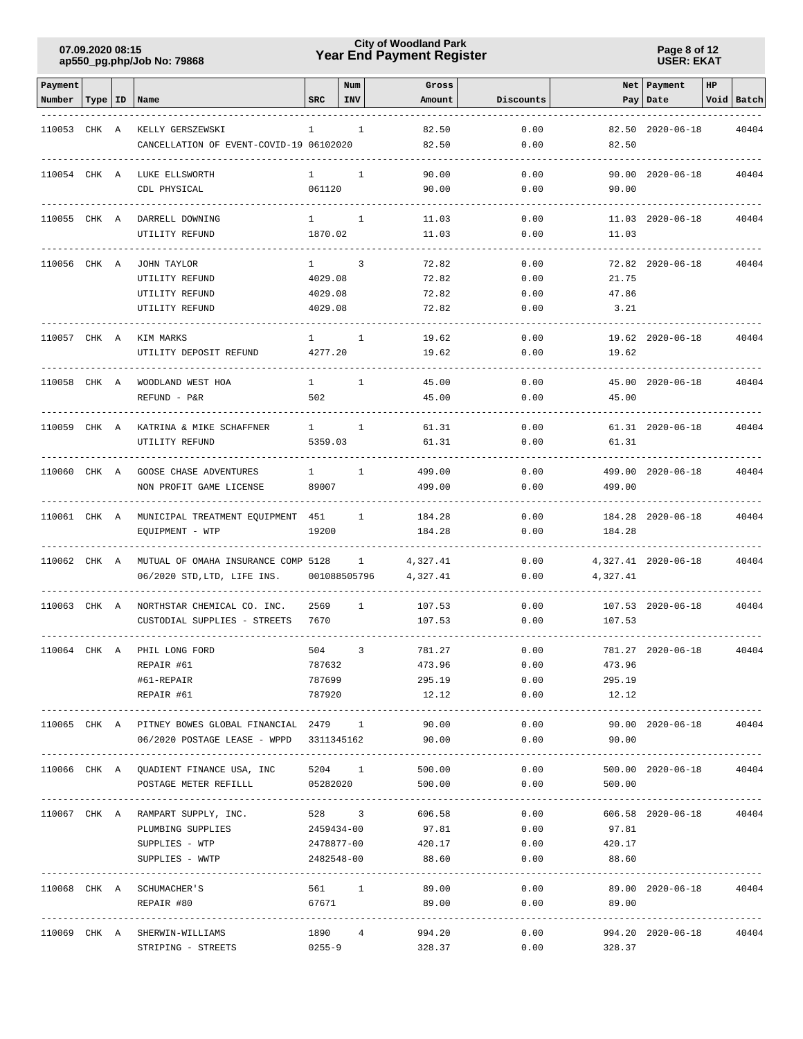# City of Woodland Park
## Year End Payment Register

07.09.2020 08:15
ap550_pg.php/Job No: 79868

USER: EKAT

| Payment Number | Type | ID | Name | SRC | Num INV | Gross Amount | Discounts | Net Pay | Payment Date | HP Void | Batch |
|---|---|---|---|---|---|---|---|---|---|---|---|
| 110053 | CHK | A | KELLY GERSZEWSKI | 1 | 1 | 82.50 | 0.00 | 82.50 | 2020-06-18 | | 40404 |
| | | | CANCELLATION OF EVENT-COVID-19 | 06102020 | | 82.50 | 0.00 | 82.50 | | | |
| 110054 | CHK | A | LUKE ELLSWORTH | 1 | 1 | 90.00 | 0.00 | 90.00 | 2020-06-18 | | 40404 |
| | | | CDL PHYSICAL | 061120 | | 90.00 | 0.00 | 90.00 | | | |
| 110055 | CHK | A | DARRELL DOWNING | 1 | 1 | 11.03 | 0.00 | 11.03 | 2020-06-18 | | 40404 |
| | | | UTILITY REFUND | 1870.02 | | 11.03 | 0.00 | 11.03 | | | |
| 110056 | CHK | A | JOHN TAYLOR | 1 | 3 | 72.82 | 0.00 | 72.82 | 2020-06-18 | | 40404 |
| | | | UTILITY REFUND | 4029.08 | | 72.82 | 0.00 | 21.75 | | | |
| | | | UTILITY REFUND | 4029.08 | | 72.82 | 0.00 | 47.86 | | | |
| | | | UTILITY REFUND | 4029.08 | | 72.82 | 0.00 | 3.21 | | | |
| 110057 | CHK | A | KIM MARKS | 1 | 1 | 19.62 | 0.00 | 19.62 | 2020-06-18 | | 40404 |
| | | | UTILITY DEPOSIT REFUND | 4277.20 | | 19.62 | 0.00 | 19.62 | | | |
| 110058 | CHK | A | WOODLAND WEST HOA | 1 | 1 | 45.00 | 0.00 | 45.00 | 2020-06-18 | | 40404 |
| | | | REFUND - P&R | 502 | | 45.00 | 0.00 | 45.00 | | | |
| 110059 | CHK | A | KATRINA & MIKE SCHAFFNER | 1 | 1 | 61.31 | 0.00 | 61.31 | 2020-06-18 | | 40404 |
| | | | UTILITY REFUND | 5359.03 | | 61.31 | 0.00 | 61.31 | | | |
| 110060 | CHK | A | GOOSE CHASE ADVENTURES | 1 | 1 | 499.00 | 0.00 | 499.00 | 2020-06-18 | | 40404 |
| | | | NON PROFIT GAME LICENSE | 89007 | | 499.00 | 0.00 | 499.00 | | | |
| 110061 | CHK | A | MUNICIPAL TREATMENT EQUIPMENT | 451 | 1 | 184.28 | 0.00 | 184.28 | 2020-06-18 | | 40404 |
| | | | EQUIPMENT - WTP | 19200 | | 184.28 | 0.00 | 184.28 | | | |
| 110062 | CHK | A | MUTUAL OF OMAHA INSURANCE COMP | 5128 | 1 | 4,327.41 | 0.00 | 4,327.41 | 2020-06-18 | | 40404 |
| | | | 06/2020 STD,LTD, LIFE INS. | 001088505796 | | 4,327.41 | 0.00 | 4,327.41 | | | |
| 110063 | CHK | A | NORTHSTAR CHEMICAL CO. INC. | 2569 | 1 | 107.53 | 0.00 | 107.53 | 2020-06-18 | | 40404 |
| | | | CUSTODIAL SUPPLIES - STREETS | 7670 | | 107.53 | 0.00 | 107.53 | | | |
| 110064 | CHK | A | PHIL LONG FORD | 504 | 3 | 781.27 | 0.00 | 781.27 | 2020-06-18 | | 40404 |
| | | | REPAIR #61 | 787632 | | 473.96 | 0.00 | 473.96 | | | |
| | | | #61-REPAIR | 787699 | | 295.19 | 0.00 | 295.19 | | | |
| | | | REPAIR #61 | 787920 | | 12.12 | 0.00 | 12.12 | | | |
| 110065 | CHK | A | PITNEY BOWES GLOBAL FINANCIAL | 2479 | 1 | 90.00 | 0.00 | 90.00 | 2020-06-18 | | 40404 |
| | | | 06/2020 POSTAGE LEASE - WPPD | 3311345162 | | 90.00 | 0.00 | 90.00 | | | |
| 110066 | CHK | A | QUADIENT FINANCE USA, INC | 5204 | 1 | 500.00 | 0.00 | 500.00 | 2020-06-18 | | 40404 |
| | | | POSTAGE METER REFILLL | 05282020 | | 500.00 | 0.00 | 500.00 | | | |
| 110067 | CHK | A | RAMPART SUPPLY, INC. | 528 | 3 | 606.58 | 0.00 | 606.58 | 2020-06-18 | | 40404 |
| | | | PLUMBING SUPPLIES | 2459434-00 | | 97.81 | 0.00 | 97.81 | | | |
| | | | SUPPLIES - WTP | 2478877-00 | | 420.17 | 0.00 | 420.17 | | | |
| | | | SUPPLIES - WWTP | 2482548-00 | | 88.60 | 0.00 | 88.60 | | | |
| 110068 | CHK | A | SCHUMACHER'S | 561 | 1 | 89.00 | 0.00 | 89.00 | 2020-06-18 | | 40404 |
| | | | REPAIR #80 | 67671 | | 89.00 | 0.00 | 89.00 | | | |
| 110069 | CHK | A | SHERWIN-WILLIAMS | 1890 | 4 | 994.20 | 0.00 | 994.20 | 2020-06-18 | | 40404 |
| | | | STRIPING - STREETS | 0255-9 | | 328.37 | 0.00 | 328.37 | | | |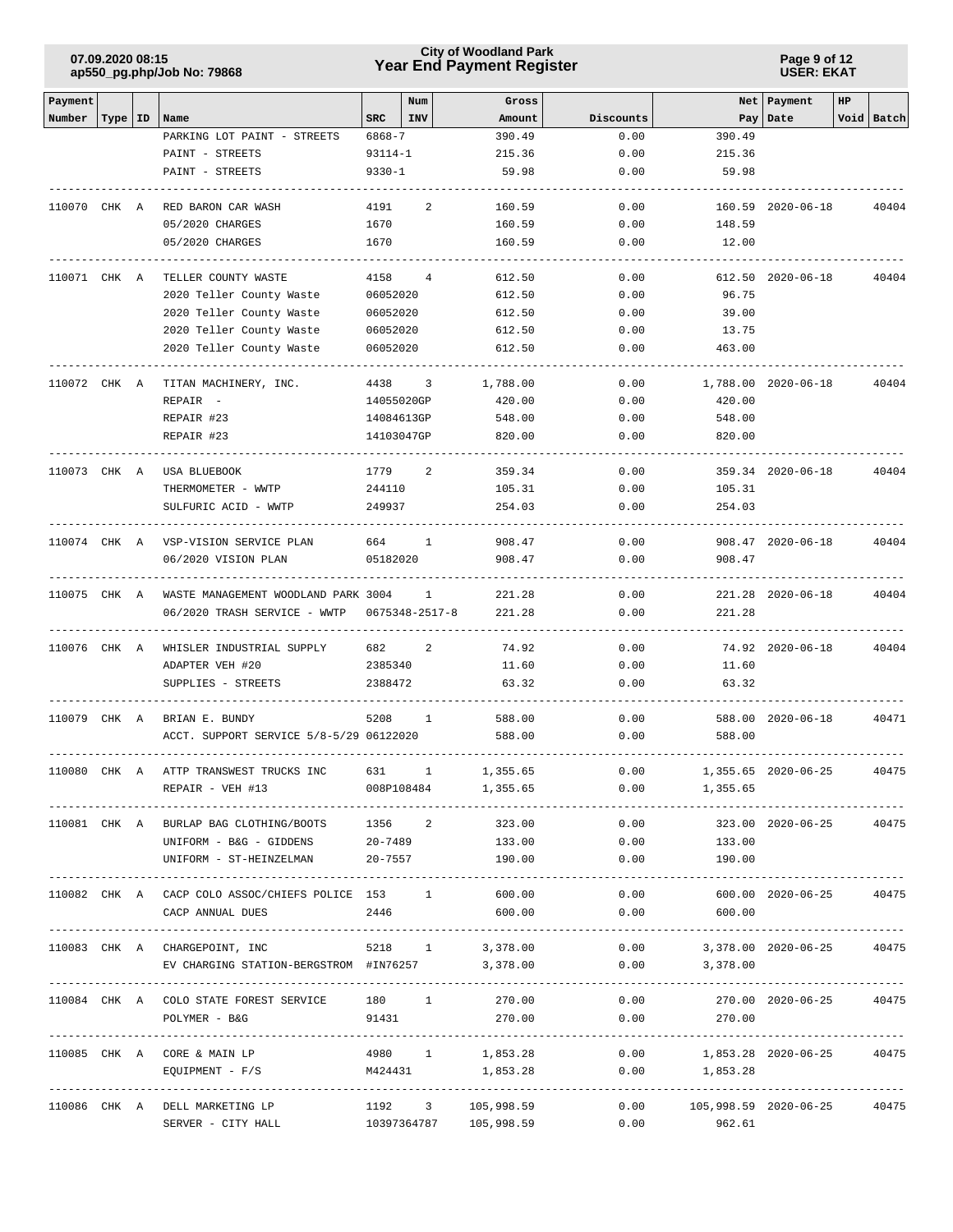| Payment Number | Type | ID | Name | SRC | Num INV | Gross Amount | Discounts | Net Pay | Payment Date | HP Void | Batch |
|---|---|---|---|---|---|---|---|---|---|---|---|
| | | | PARKING LOT PAINT - STREETS | 6868-7 | | 390.49 | 0.00 | 390.49 | | | |
| | | | PAINT - STREETS | 93114-1 | | 215.36 | 0.00 | 215.36 | | | |
| | | | PAINT - STREETS | 9330-1 | | 59.98 | 0.00 | 59.98 | | | |
| 110070 | CHK | A | RED BARON CAR WASH | 4191 | 2 | 160.59 | 0.00 | 160.59 | 2020-06-18 | | 40404 |
| | | | 05/2020 CHARGES | 1670 | | 160.59 | 0.00 | 148.59 | | | |
| | | | 05/2020 CHARGES | 1670 | | 160.59 | 0.00 | 12.00 | | | |
| 110071 | CHK | A | TELLER COUNTY WASTE | 4158 | 4 | 612.50 | 0.00 | 612.50 | 2020-06-18 | | 40404 |
| | | | 2020 Teller County Waste | 06052020 | | 612.50 | 0.00 | 96.75 | | | |
| | | | 2020 Teller County Waste | 06052020 | | 612.50 | 0.00 | 39.00 | | | |
| | | | 2020 Teller County Waste | 06052020 | | 612.50 | 0.00 | 13.75 | | | |
| | | | 2020 Teller County Waste | 06052020 | | 612.50 | 0.00 | 463.00 | | | |
| 110072 | CHK | A | TITAN MACHINERY, INC. | 4438 | 3 | 1,788.00 | 0.00 | 1,788.00 | 2020-06-18 | | 40404 |
| | | | REPAIR - | 14055020GP | | 420.00 | 0.00 | 420.00 | | | |
| | | | REPAIR #23 | 14084613GP | | 548.00 | 0.00 | 548.00 | | | |
| | | | REPAIR #23 | 14103047GP | | 820.00 | 0.00 | 820.00 | | | |
| 110073 | CHK | A | USA BLUEBOOK | 1779 | 2 | 359.34 | 0.00 | 359.34 | 2020-06-18 | | 40404 |
| | | | THERMOMETER - WWTP | 244110 | | 105.31 | 0.00 | 105.31 | | | |
| | | | SULFURIC ACID - WWTP | 249937 | | 254.03 | 0.00 | 254.03 | | | |
| 110074 | CHK | A | VSP-VISION SERVICE PLAN | 664 | 1 | 908.47 | 0.00 | 908.47 | 2020-06-18 | | 40404 |
| | | | 06/2020 VISION PLAN | 05182020 | | 908.47 | 0.00 | 908.47 | | | |
| 110075 | CHK | A | WASTE MANAGEMENT WOODLAND PARK | 3004 | 1 | 221.28 | 0.00 | 221.28 | 2020-06-18 | | 40404 |
| | | | 06/2020 TRASH SERVICE - WWTP | 0675348-2517-8 | | 221.28 | 0.00 | 221.28 | | | |
| 110076 | CHK | A | WHISLER INDUSTRIAL SUPPLY | 682 | 2 | 74.92 | 0.00 | 74.92 | 2020-06-18 | | 40404 |
| | | | ADAPTER VEH #20 | 2385340 | | 11.60 | 0.00 | 11.60 | | | |
| | | | SUPPLIES - STREETS | 2388472 | | 63.32 | 0.00 | 63.32 | | | |
| 110079 | CHK | A | BRIAN E. BUNDY | 5208 | 1 | 588.00 | 0.00 | 588.00 | 2020-06-18 | | 40471 |
| | | | ACCT. SUPPORT SERVICE 5/8-5/29 | 06122020 | | 588.00 | 0.00 | 588.00 | | | |
| 110080 | CHK | A | ATTP TRANSWEST TRUCKS INC | 631 | 1 | 1,355.65 | 0.00 | 1,355.65 | 2020-06-25 | | 40475 |
| | | | REPAIR - VEH #13 | 008P108484 | | 1,355.65 | 0.00 | 1,355.65 | | | |
| 110081 | CHK | A | BURLAP BAG CLOTHING/BOOTS | 1356 | 2 | 323.00 | 0.00 | 323.00 | 2020-06-25 | | 40475 |
| | | | UNIFORM - B&G - GIDDENS | 20-7489 | | 133.00 | 0.00 | 133.00 | | | |
| | | | UNIFORM - ST-HEINZELMAN | 20-7557 | | 190.00 | 0.00 | 190.00 | | | |
| 110082 | CHK | A | CACP COLO ASSOC/CHIEFS POLICE | 153 | 1 | 600.00 | 0.00 | 600.00 | 2020-06-25 | | 40475 |
| | | | CACP ANNUAL DUES | 2446 | | 600.00 | 0.00 | 600.00 | | | |
| 110083 | CHK | A | CHARGEPOINT, INC | 5218 | 1 | 3,378.00 | 0.00 | 3,378.00 | 2020-06-25 | | 40475 |
| | | | EV CHARGING STATION-BERGSTROM | #IN76257 | | 3,378.00 | 0.00 | 3,378.00 | | | |
| 110084 | CHK | A | COLO STATE FOREST SERVICE | 180 | 1 | 270.00 | 0.00 | 270.00 | 2020-06-25 | | 40475 |
| | | | POLYMER - B&G | 91431 | | 270.00 | 0.00 | 270.00 | | | |
| 110085 | CHK | A | CORE & MAIN LP | 4980 | 1 | 1,853.28 | 0.00 | 1,853.28 | 2020-06-25 | | 40475 |
| | | | EQUIPMENT - F/S | M424431 | | 1,853.28 | 0.00 | 1,853.28 | | | |
| 110086 | CHK | A | DELL MARKETING LP | 1192 | 3 | 105,998.59 | 0.00 | 105,998.59 | 2020-06-25 | | 40475 |
| | | | SERVER - CITY HALL | 10397364787 | | 105,998.59 | 0.00 | 962.61 | | | |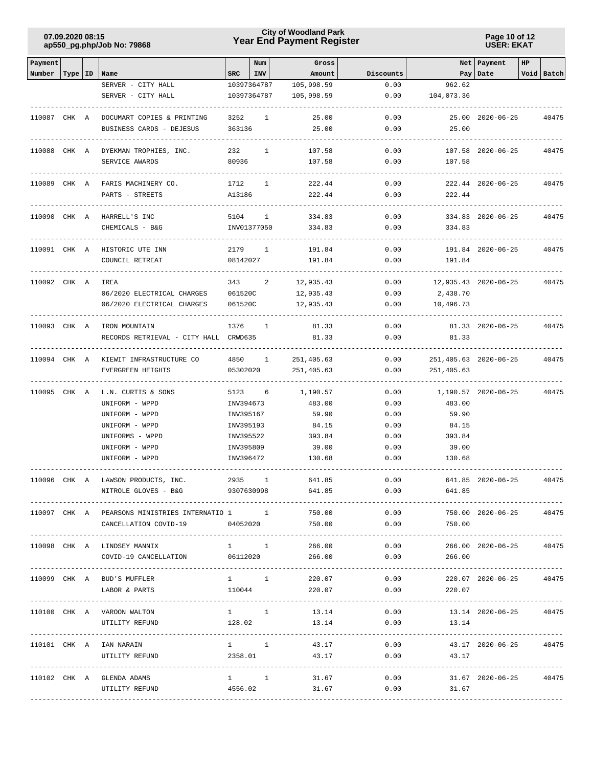| Payment Number | Type | ID | Name | SRC | Num INV | Gross Amount | Discounts | Net Pay | Payment Date | HP | Void | Batch |
|---|---|---|---|---|---|---|---|---|---|---|---|---|
| | | | SERVER - CITY HALL | 10397364787 | | 105,998.59 | 0.00 | 962.62 | | | | |
| | | | SERVER - CITY HALL | 10397364787 | | 105,998.59 | 0.00 | 104,073.36 | | | | |
| 110087 | CHK | A | DOCUMART COPIES & PRINTING | 3252 | 1 | 25.00 | 0.00 | 25.00 | 2020-06-25 | | | 40475 |
| | | | BUSINESS CARDS - DEJESUS | 363136 | | 25.00 | 0.00 | 25.00 | | | | |
| 110088 | CHK | A | DYEKMAN TROPHIES, INC. | 232 | 1 | 107.58 | 0.00 | 107.58 | 2020-06-25 | | | 40475 |
| | | | SERVICE AWARDS | 80936 | | 107.58 | 0.00 | 107.58 | | | | |
| 110089 | CHK | A | FARIS MACHINERY CO. | 1712 | 1 | 222.44 | 0.00 | 222.44 | 2020-06-25 | | | 40475 |
| | | | PARTS - STREETS | A13186 | | 222.44 | 0.00 | 222.44 | | | | |
| 110090 | CHK | A | HARRELL'S INC | 5104 | 1 | 334.83 | 0.00 | 334.83 | 2020-06-25 | | | 40475 |
| | | | CHEMICALS - B&G | INV01377050 | | 334.83 | 0.00 | 334.83 | | | | |
| 110091 | CHK | A | HISTORIC UTE INN | 2179 | 1 | 191.84 | 0.00 | 191.84 | 2020-06-25 | | | 40475 |
| | | | COUNCIL RETREAT | 08142027 | | 191.84 | 0.00 | 191.84 | | | | |
| 110092 | CHK | A | IREA | 343 | 2 | 12,935.43 | 0.00 | 12,935.43 | 2020-06-25 | | | 40475 |
| | | | 06/2020 ELECTRICAL CHARGES | 061520C | | 12,935.43 | 0.00 | 2,438.70 | | | | |
| | | | 06/2020 ELECTRICAL CHARGES | 061520C | | 12,935.43 | 0.00 | 10,496.73 | | | | |
| 110093 | CHK | A | IRON MOUNTAIN | 1376 | 1 | 81.33 | 0.00 | 81.33 | 2020-06-25 | | | 40475 |
| | | | RECORDS RETRIEVAL - CITY HALL | CRWD635 | | 81.33 | 0.00 | 81.33 | | | | |
| 110094 | CHK | A | KIEWIT INFRASTRUCTURE CO | 4850 | 1 | 251,405.63 | 0.00 | 251,405.63 | 2020-06-25 | | | 40475 |
| | | | EVERGREEN HEIGHTS | 05302020 | | 251,405.63 | 0.00 | 251,405.63 | | | | |
| 110095 | CHK | A | L.N. CURTIS & SONS | 5123 | 6 | 1,190.57 | 0.00 | 1,190.57 | 2020-06-25 | | | 40475 |
| | | | UNIFORM - WPPD | INV394673 | | 483.00 | 0.00 | 483.00 | | | | |
| | | | UNIFORM - WPPD | INV395167 | | 59.90 | 0.00 | 59.90 | | | | |
| | | | UNIFORM - WPPD | INV395193 | | 84.15 | 0.00 | 84.15 | | | | |
| | | | UNIFORMS - WPPD | INV395522 | | 393.84 | 0.00 | 393.84 | | | | |
| | | | UNIFORM - WPPD | INV395809 | | 39.00 | 0.00 | 39.00 | | | | |
| | | | UNIFORM - WPPD | INV396472 | | 130.68 | 0.00 | 130.68 | | | | |
| 110096 | CHK | A | LAWSON PRODUCTS, INC. | 2935 | 1 | 641.85 | 0.00 | 641.85 | 2020-06-25 | | | 40475 |
| | | | NITROLE GLOVES - B&G | 9307630998 | | 641.85 | 0.00 | 641.85 | | | | |
| 110097 | CHK | A | PEARSONS MINISTRIES INTERNATIO | 1 | 1 | 750.00 | 0.00 | 750.00 | 2020-06-25 | | | 40475 |
| | | | CANCELLATION COVID-19 | 04052020 | | 750.00 | 0.00 | 750.00 | | | | |
| 110098 | CHK | A | LINDSEY MANNIX | 1 | 1 | 266.00 | 0.00 | 266.00 | 2020-06-25 | | | 40475 |
| | | | COVID-19 CANCELLATION | 06112020 | | 266.00 | 0.00 | 266.00 | | | | |
| 110099 | CHK | A | BUD'S MUFFLER | 1 | 1 | 220.07 | 0.00 | 220.07 | 2020-06-25 | | | 40475 |
| | | | LABOR & PARTS | 110044 | | 220.07 | 0.00 | 220.07 | | | | |
| 110100 | CHK | A | VAROON WALTON | 1 | 1 | 13.14 | 0.00 | 13.14 | 2020-06-25 | | | 40475 |
| | | | UTILITY REFUND | 128.02 | | 13.14 | 0.00 | 13.14 | | | | |
| 110101 | CHK | A | IAN NARAIN | 1 | 1 | 43.17 | 0.00 | 43.17 | 2020-06-25 | | | 40475 |
| | | | UTILITY REFUND | 2358.01 | | 43.17 | 0.00 | 43.17 | | | | |
| 110102 | CHK | A | GLENDA ADAMS | 1 | 1 | 31.67 | 0.00 | 31.67 | 2020-06-25 | | | 40475 |
| | | | UTILITY REFUND | 4556.02 | | 31.67 | 0.00 | 31.67 | | | | |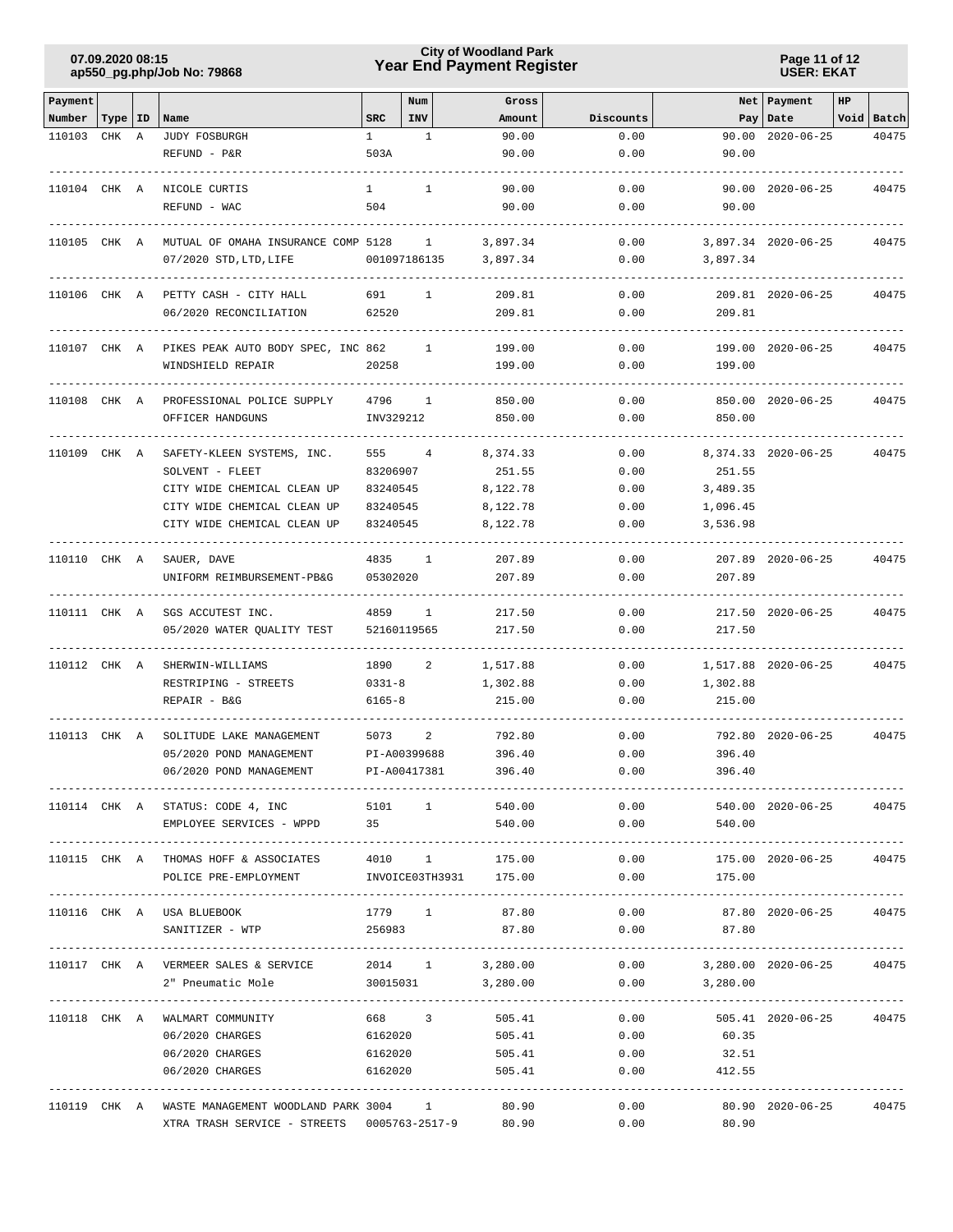| Payment Number | Type | ID | Name | SRC | Num INV | Gross Amount | Discounts | Net Pay | Payment Date | HP Void | Batch |
|---|---|---|---|---|---|---|---|---|---|---|---|
| 110103 | CHK | A | JUDY FOSBURGH | 1 | 1 | 90.00 | 0.00 | 90.00 | 2020-06-25 | | 40475 |
| | | | REFUND - P&R | 503A | | 90.00 | 0.00 | 90.00 | | | |
| 110104 | CHK | A | NICOLE CURTIS | 1 | 1 | 90.00 | 0.00 | 90.00 | 2020-06-25 | | 40475 |
| | | | REFUND - WAC | 504 | | 90.00 | 0.00 | 90.00 | | | |
| 110105 | CHK | A | MUTUAL OF OMAHA INSURANCE COMP | 5128 | 1 | 3,897.34 | 0.00 | 3,897.34 | 2020-06-25 | | 40475 |
| | | | 07/2020 STD,LTD,LIFE | 001097186135 | | 3,897.34 | 0.00 | 3,897.34 | | | |
| 110106 | CHK | A | PETTY CASH - CITY HALL | 691 | 1 | 209.81 | 0.00 | 209.81 | 2020-06-25 | | 40475 |
| | | | 06/2020 RECONCILIATION | 62520 | | 209.81 | 0.00 | 209.81 | | | |
| 110107 | CHK | A | PIKES PEAK AUTO BODY SPEC, INC | 862 | 1 | 199.00 | 0.00 | 199.00 | 2020-06-25 | | 40475 |
| | | | WINDSHIELD REPAIR | 20258 | | 199.00 | 0.00 | 199.00 | | | |
| 110108 | CHK | A | PROFESSIONAL POLICE SUPPLY | 4796 | 1 | 850.00 | 0.00 | 850.00 | 2020-06-25 | | 40475 |
| | | | OFFICER HANDGUNS | INV329212 | | 850.00 | 0.00 | 850.00 | | | |
| 110109 | CHK | A | SAFETY-KLEEN SYSTEMS, INC. | 555 | 4 | 8,374.33 | 0.00 | 8,374.33 | 2020-06-25 | | 40475 |
| | | | SOLVENT - FLEET | 83206907 | | 251.55 | 0.00 | 251.55 | | | |
| | | | CITY WIDE CHEMICAL CLEAN UP | 83240545 | | 8,122.78 | 0.00 | 3,489.35 | | | |
| | | | CITY WIDE CHEMICAL CLEAN UP | 83240545 | | 8,122.78 | 0.00 | 1,096.45 | | | |
| | | | CITY WIDE CHEMICAL CLEAN UP | 83240545 | | 8,122.78 | 0.00 | 3,536.98 | | | |
| 110110 | CHK | A | SAUER, DAVE | 4835 | 1 | 207.89 | 0.00 | 207.89 | 2020-06-25 | | 40475 |
| | | | UNIFORM REIMBURSEMENT-PB&G | 05302020 | | 207.89 | 0.00 | 207.89 | | | |
| 110111 | CHK | A | SGS ACCUTEST INC. | 4859 | 1 | 217.50 | 0.00 | 217.50 | 2020-06-25 | | 40475 |
| | | | 05/2020 WATER QUALITY TEST | 52160119565 | | 217.50 | 0.00 | 217.50 | | | |
| 110112 | CHK | A | SHERWIN-WILLIAMS | 1890 | 2 | 1,517.88 | 0.00 | 1,517.88 | 2020-06-25 | | 40475 |
| | | | RESTRIPING - STREETS | 0331-8 | | 1,302.88 | 0.00 | 1,302.88 | | | |
| | | | REPAIR - B&G | 6165-8 | | 215.00 | 0.00 | 215.00 | | | |
| 110113 | CHK | A | SOLITUDE LAKE MANAGEMENT | 5073 | 2 | 792.80 | 0.00 | 792.80 | 2020-06-25 | | 40475 |
| | | | 05/2020 POND MANAGEMENT | PI-A00399688 | | 396.40 | 0.00 | 396.40 | | | |
| | | | 06/2020 POND MANAGEMENT | PI-A00417381 | | 396.40 | 0.00 | 396.40 | | | |
| 110114 | CHK | A | STATUS: CODE 4, INC | 5101 | 1 | 540.00 | 0.00 | 540.00 | 2020-06-25 | | 40475 |
| | | | EMPLOYEE SERVICES - WPPD | 35 | | 540.00 | 0.00 | 540.00 | | | |
| 110115 | CHK | A | THOMAS HOFF & ASSOCIATES | 4010 | 1 | 175.00 | 0.00 | 175.00 | 2020-06-25 | | 40475 |
| | | | POLICE PRE-EMPLOYMENT | INVOICE03TH3931 | | 175.00 | 0.00 | 175.00 | | | |
| 110116 | CHK | A | USA BLUEBOOK | 1779 | 1 | 87.80 | 0.00 | 87.80 | 2020-06-25 | | 40475 |
| | | | SANITIZER - WTP | 256983 | | 87.80 | 0.00 | 87.80 | | | |
| 110117 | CHK | A | VERMEER SALES & SERVICE | 2014 | 1 | 3,280.00 | 0.00 | 3,280.00 | 2020-06-25 | | 40475 |
| | | | 2" Pneumatic Mole | 30015031 | | 3,280.00 | 0.00 | 3,280.00 | | | |
| 110118 | CHK | A | WALMART COMMUNITY | 668 | 3 | 505.41 | 0.00 | 505.41 | 2020-06-25 | | 40475 |
| | | | 06/2020 CHARGES | 6162020 | | 505.41 | 0.00 | 60.35 | | | |
| | | | 06/2020 CHARGES | 6162020 | | 505.41 | 0.00 | 32.51 | | | |
| | | | 06/2020 CHARGES | 6162020 | | 505.41 | 0.00 | 412.55 | | | |
| 110119 | CHK | A | WASTE MANAGEMENT WOODLAND PARK | 3004 | 1 | 80.90 | 0.00 | 80.90 | 2020-06-25 | | 40475 |
| | | | XTRA TRASH SERVICE - STREETS | 0005763-2517-9 | | 80.90 | 0.00 | 80.90 | | | |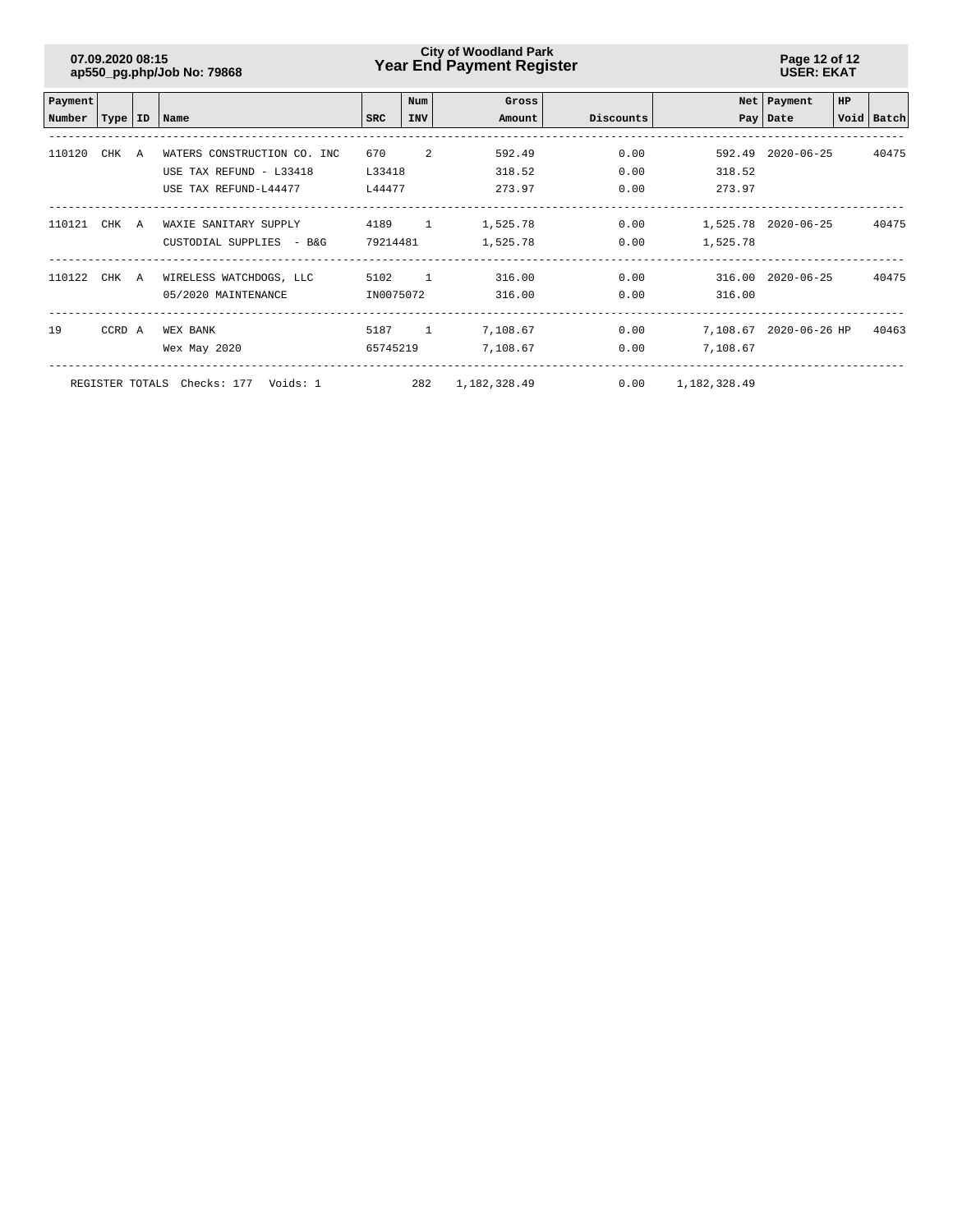| Payment Number | Type | ID | Name | SRC | Num INV | Gross Amount | Discounts | Net Pay | Payment Date | HP Void | Batch |
|---|---|---|---|---|---|---|---|---|---|---|---|
| 110120 | CHK | A | WATERS CONSTRUCTION CO. INC | 670 | 2 | 592.49 | 0.00 | 592.49 | 2020-06-25 | | 40475 |
| | | | USE TAX REFUND - L33418 | L33418 | | 318.52 | 0.00 | 318.52 | | | |
| | | | USE TAX REFUND-L44477 | L44477 | | 273.97 | 0.00 | 273.97 | | | |
| 110121 | CHK | A | WAXIE SANITARY SUPPLY | 4189 | 1 | 1,525.78 | 0.00 | 1,525.78 | 2020-06-25 | | 40475 |
| | | | CUSTODIAL SUPPLIES - B&G | 79214481 | | 1,525.78 | 0.00 | 1,525.78 | | | |
| 110122 | CHK | A | WIRELESS WATCHDOGS, LLC | 5102 | 1 | 316.00 | 0.00 | 316.00 | 2020-06-25 | | 40475 |
| | | | 05/2020 MAINTENANCE | IN0075072 | | 316.00 | 0.00 | 316.00 | | | |
| 19 | CCRD | A | WEX BANK | 5187 | 1 | 7,108.67 | 0.00 | 7,108.67 | 2020-06-26 | HP | 40463 |
| | | | Wex May 2020 | 65745219 | | 7,108.67 | 0.00 | 7,108.67 | | | |
| REGISTER TOTALS | | | Checks: 177 Voids: 1 | | 282 | 1,182,328.49 | 0.00 | 1,182,328.49 | | | |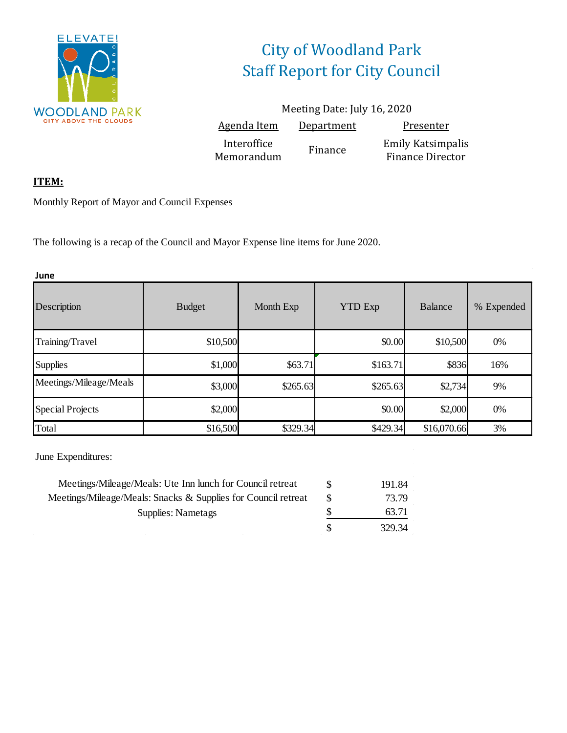# City of Woodland Park
## Staff Report for City Council

Meeting Date: July 16, 2020

| Agenda Item | Department | Presenter |
|---|---|---|
| Interoffice Memorandum | Finance | Emily Katsimpalis Finance Director |

**ITEM:**

Monthly Report of Mayor and Council Expenses

The following is a recap of the Council and Mayor Expense line items for June 2020.

**June**

| Description | Budget | Month Exp | YTD Exp | Balance | % Expended |
|---|---|---|---|---|---|
| Training/Travel | $10,500 | | $0.00 | $10,500 | 0% |
| Supplies | $1,000 | $63.71 | $163.71 | $836 | 16% |
| Meetings/Mileage/Meals | $3,000 | $265.63 | $265.63 | $2,734 | 9% |
| Special Projects | $2,000 | | $0.00 | $2,000 | 0% |
| Total | $16,500 | $329.34 | $429.34 | $16,070.66 | 3% |

June Expenditures:

| | | |
|---|---|---|
| Meetings/Mileage/Meals: Ute Inn lunch for Council retreat | $ | 191.84 |
| Meetings/Mileage/Meals: Snacks & Supplies for Council retreat | $ | 73.79 |
| Supplies: Nametags | $ | 63.71 |
| | $ | 329.34 |